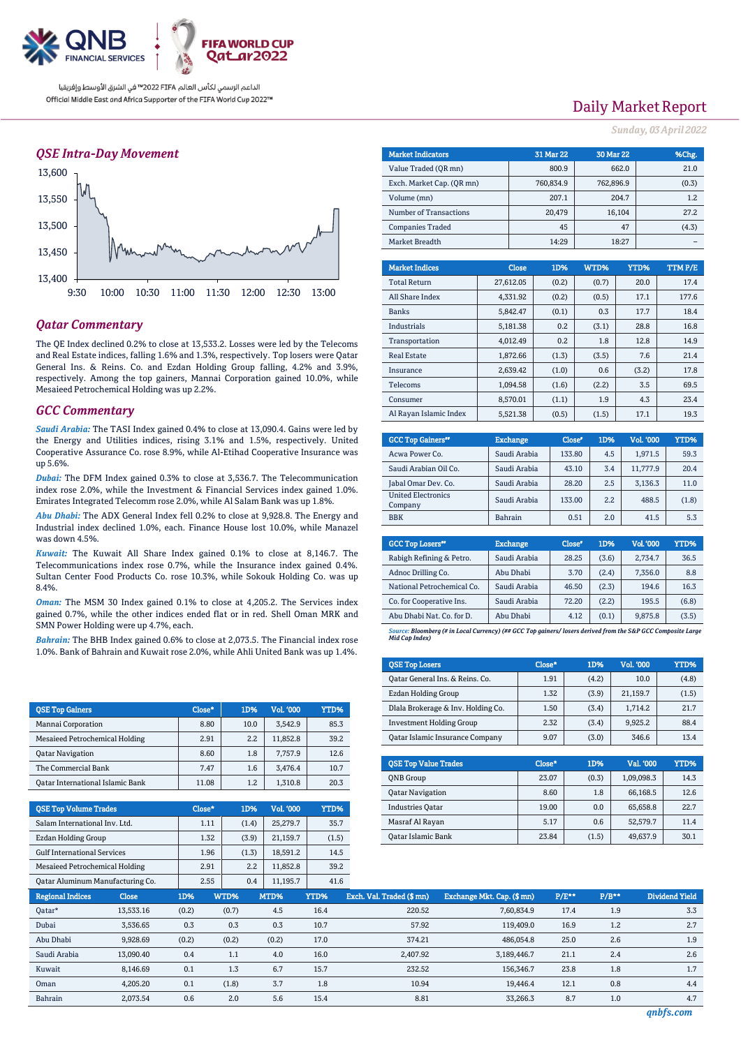الداعم الرسمي لكأس العالم FIFA قطر 2022™ في الشرق الأوسط وإفريقيا
Official Middle East and Africa Supporter of the FIFA World Cup 2022™

# Daily Market Report

*Sunday, 03 April 2022*

## QSE Intra-Day Movement

## Qatar Commentary

The QE Index declined 0.2% to close at 13,533.2. Losses were led by the Telecoms and Real Estate indices, falling 1.6% and 1.3%, respectively. Top losers were Qatar General Ins. & Reins. Co. and Ezdan Holding Group falling, 4.2% and 3.9%, respectively. Among the top gainers, Mannai Corporation gained 10.0%, while Mesaieed Petrochemical Holding was up 2.2%.

## GCC Commentary

***Saudi Arabia:*** The TASI Index gained 0.4% to close at 13,090.4. Gains were led by the Energy and Utilities indices, rising 3.1% and 1.5%, respectively. United Cooperative Assurance Co. rose 8.9%, while Al-Etihad Cooperative Insurance was up 5.6%.

***Dubai:*** The DFM Index gained 0.3% to close at 3,536.7. The Telecommunication index rose 2.0%, while the Investment & Financial Services index gained 1.0%. Emirates Integrated Telecom rose 2.0%, while Al Salam Bank was up 1.8%.

***Abu Dhabi:*** The ADX General Index fell 0.2% to close at 9,928.8. The Energy and Industrial index declined 1.0%, each. Finance House lost 10.0%, while Manazel was down 4.5%.

***Kuwait:*** The Kuwait All Share Index gained 0.1% to close at 8,146.7. The Telecommunications index rose 0.7%, while the Insurance index gained 0.4%. Sultan Center Food Products Co. rose 10.3%, while Sokouk Holding Co. was up 8.4%.

***Oman:*** The MSM 30 Index gained 0.1% to close at 4,205.2. The Services index gained 0.7%, while the other indices ended flat or in red. Shell Oman MRK and SMN Power Holding were up 4.7%, each.

***Bahrain:*** The BHB Index gained 0.6% to close at 2,073.5. The Financial index rose 1.0%. Bank of Bahrain and Kuwait rose 2.0%, while Ahli United Bank was up 1.4%.

| Market Indicators | 31 Mar 22 | 30 Mar 22 | %Chg. |
|---|---|---|---|
| Value Traded (QR mn) | 800.9 | 662.0 | 21.0 |
| Exch. Market Cap. (QR mn) | 760,834.9 | 762,896.9 | (0.3) |
| Volume (mn) | 207.1 | 204.7 | 1.2 |
| Number of Transactions | 20,479 | 16,104 | 27.2 |
| Companies Traded | 45 | 47 | (4.3) |
| Market Breadth | 14:29 | 18:27 | – |

| Market Indices | Close | 1D% | WTD% | YTD% | TTM P/E |
|---|---|---|---|---|---|
| Total Return | 27,612.05 | (0.2) | (0.7) | 20.0 | 17.4 |
| All Share Index | 4,331.92 | (0.2) | (0.5) | 17.1 | 177.6 |
| Banks | 5,842.47 | (0.1) | 0.3 | 17.7 | 18.4 |
| Industrials | 5,181.38 | 0.2 | (3.1) | 28.8 | 16.8 |
| Transportation | 4,012.49 | 0.2 | 1.8 | 12.8 | 14.9 |
| Real Estate | 1,872.66 | (1.3) | (3.5) | 7.6 | 21.4 |
| Insurance | 2,639.42 | (1.0) | 0.6 | (3.2) | 17.8 |
| Telecoms | 1,094.58 | (1.6) | (2.2) | 3.5 | 69.5 |
| Consumer | 8,570.01 | (1.1) | 1.9 | 4.3 | 23.4 |
| Al Rayan Islamic Index | 5,521.38 | (0.5) | (1.5) | 17.1 | 19.3 |

| GCC Top Gainers## | Exchange | Close# | 1D% | Vol. '000 | YTD% |
|---|---|---|---|---|---|
| Acwa Power Co. | Saudi Arabia | 133.80 | 4.5 | 1,971.5 | 59.3 |
| Saudi Arabian Oil Co. | Saudi Arabia | 43.10 | 3.4 | 11,777.9 | 20.4 |
| Jabal Omar Dev. Co. | Saudi Arabia | 28.20 | 2.5 | 3,136.3 | 11.0 |
| United Electronics Company | Saudi Arabia | 133.00 | 2.2 | 488.5 | (1.8) |
| BBK | Bahrain | 0.51 | 2.0 | 41.5 | 5.3 |

| GCC Top Losers## | Exchange | Close# | 1D% | Vol. '000 | YTD% |
|---|---|---|---|---|---|
| Rabigh Refining & Petro. | Saudi Arabia | 28.25 | (3.6) | 2,734.7 | 36.5 |
| Adnoc Drilling Co. | Abu Dhabi | 3.70 | (2.4) | 7,356.0 | 8.8 |
| National Petrochemical Co. | Saudi Arabia | 46.50 | (2.3) | 194.6 | 16.3 |
| Co. for Cooperative Ins. | Saudi Arabia | 72.20 | (2.2) | 195.5 | (6.8) |
| Abu Dhabi Nat. Co. for D. | Abu Dhabi | 4.12 | (0.1) | 9,875.8 | (3.5) |

*Source: Bloomberg (# in Local Currency) (## GCC Top gainers/ losers derived from the S&P GCC Composite Large Mid Cap Index)*

| QSE Top Gainers | Close* | 1D% | Vol. '000 | YTD% |
|---|---|---|---|---|
| Mannai Corporation | 8.80 | 10.0 | 3,542.9 | 85.3 |
| Mesaieed Petrochemical Holding | 2.91 | 2.2 | 11,852.8 | 39.2 |
| Qatar Navigation | 8.60 | 1.8 | 7,757.9 | 12.6 |
| The Commercial Bank | 7.47 | 1.6 | 3,476.4 | 10.7 |
| Qatar International Islamic Bank | 11.08 | 1.2 | 1,310.8 | 20.3 |

| QSE Top Volume Trades | Close* | 1D% | Vol. '000 | YTD% |
|---|---|---|---|---|
| Salam International Inv. Ltd. | 1.11 | (1.4) | 25,279.7 | 35.7 |
| Ezdan Holding Group | 1.32 | (3.9) | 21,159.7 | (1.5) |
| Gulf International Services | 1.96 | (1.3) | 18,591.2 | 14.5 |
| Mesaieed Petrochemical Holding | 2.91 | 2.2 | 11,852.8 | 39.2 |
| Qatar Aluminum Manufacturing Co. | 2.55 | 0.4 | 11,195.7 | 41.6 |

| QSE Top Losers | Close* | 1D% | Vol. '000 | YTD% |
|---|---|---|---|---|
| Qatar General Ins. & Reins. Co. | 1.91 | (4.2) | 10.0 | (4.8) |
| Ezdan Holding Group | 1.32 | (3.9) | 21,159.7 | (1.5) |
| Dlala Brokerage & Inv. Holding Co. | 1.50 | (3.4) | 1,714.2 | 21.7 |
| Investment Holding Group | 2.32 | (3.4) | 9,925.2 | 88.4 |
| Qatar Islamic Insurance Company | 9.07 | (3.0) | 346.6 | 13.4 |

| QSE Top Value Trades | Close* | 1D% | Val. '000 | YTD% |
|---|---|---|---|---|
| QNB Group | 23.07 | (0.3) | 1,09,098.3 | 14.3 |
| Qatar Navigation | 8.60 | 1.8 | 66,168.5 | 12.6 |
| Industries Qatar | 19.00 | 0.0 | 65,658.8 | 22.7 |
| Masraf Al Rayan | 5.17 | 0.6 | 52,579.7 | 11.4 |
| Qatar Islamic Bank | 23.84 | (1.5) | 49,637.9 | 30.1 |

| Regional Indices | Close | 1D% | WTD% | MTD% | YTD% | Exch. Val. Traded ($ mn) | Exchange Mkt. Cap. ($ mn) | P/E** | P/B** | Dividend Yield |
|---|---|---|---|---|---|---|---|---|---|---|
| Qatar* | 13,533.16 | (0.2) | (0.7) | 4.5 | 16.4 | 220.52 | 7,60,834.9 | 17.4 | 1.9 | 3.3 |
| Dubai | 3,536.65 | 0.3 | 0.3 | 0.3 | 10.7 | 57.92 | 119,409.0 | 16.9 | 1.2 | 2.7 |
| Abu Dhabi | 9,928.69 | (0.2) | (0.2) | (0.2) | 17.0 | 374.21 | 486,054.8 | 25.0 | 2.6 | 1.9 |
| Saudi Arabia | 13,090.40 | 0.4 | 1.1 | 4.0 | 16.0 | 2,407.92 | 3,189,446.7 | 21.1 | 2.4 | 2.6 |
| Kuwait | 8,146.69 | 0.1 | 1.3 | 6.7 | 15.7 | 232.52 | 156,346.7 | 23.8 | 1.8 | 1.7 |
| Oman | 4,205.20 | 0.1 | (1.8) | 3.7 | 1.8 | 10.94 | 19,446.4 | 12.1 | 0.8 | 4.4 |
| Bahrain | 2,073.54 | 0.6 | 2.0 | 5.6 | 15.4 | 8.81 | 33,266.3 | 8.7 | 1.0 | 4.7 |

qnbfs.com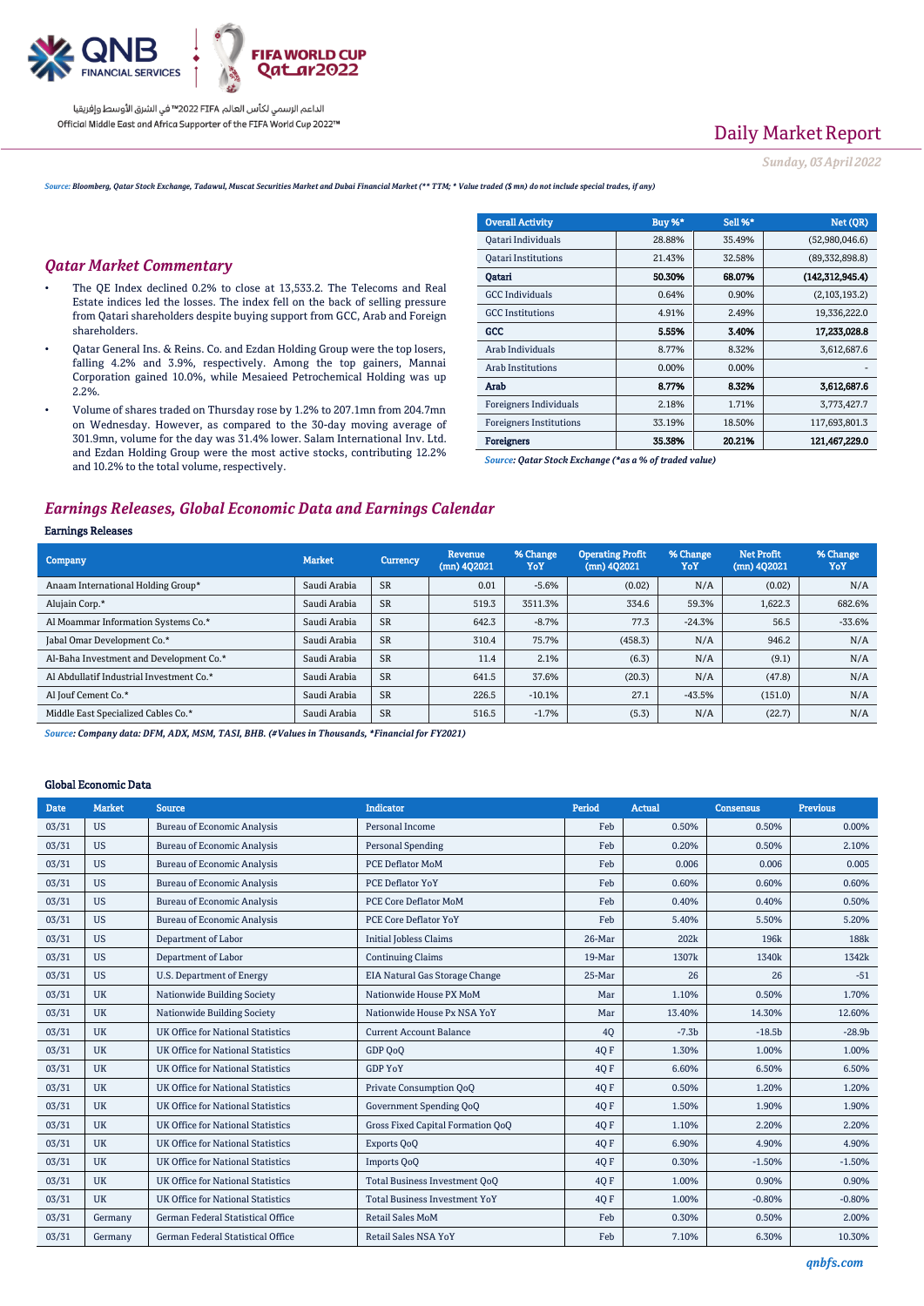Source: Bloomberg, Qatar Stock Exchange, Tadawul, Muscat Securities Market and Dubai Financial Market (** TTM; * Value traded ($ mn) do not include special trades, if any)

## Qatar Market Commentary

- The QE Index declined 0.2% to close at 13,533.2. The Telecoms and Real Estate indices led the losses. The index fell on the back of selling pressure from Qatari shareholders despite buying support from GCC, Arab and Foreign shareholders.
- Qatar General Ins. & Reins. Co. and Ezdan Holding Group were the top losers, falling 4.2% and 3.9%, respectively. Among the top gainers, Mannai Corporation gained 10.0%, while Mesaieed Petrochemical Holding was up 2.2%.
- Volume of shares traded on Thursday rose by 1.2% to 207.1mn from 204.7mn on Wednesday. However, as compared to the 30-day moving average of 301.9mn, volume for the day was 31.4% lower. Salam International Inv. Ltd. and Ezdan Holding Group were the most active stocks, contributing 12.2% and 10.2% to the total volume, respectively.

| Overall Activity | Buy %* | Sell %* | Net (QR) |
|---|---|---|---|
| Qatari Individuals | 28.88% | 35.49% | (52,980,046.6) |
| Qatari Institutions | 21.43% | 32.58% | (89,332,898.8) |
| **Qatari** | **50.30%** | **68.07%** | **(142,312,945.4)** |
| GCC Individuals | 0.64% | 0.90% | (2,103,193.2) |
| GCC Institutions | 4.91% | 2.49% | 19,336,222.0 |
| **GCC** | **5.55%** | **3.40%** | **17,233,028.8** |
| Arab Individuals | 8.77% | 8.32% | 3,612,687.6 |
| Arab Institutions | 0.00% | 0.00% | - |
| **Arab** | **8.77%** | **8.32%** | **3,612,687.6** |
| Foreigners Individuals | 2.18% | 1.71% | 3,773,427.7 |
| Foreigners Institutions | 33.19% | 18.50% | 117,693,801.3 |
| **Foreigners** | **35.38%** | **20.21%** | **121,467,229.0** |

Source: Qatar Stock Exchange (*as a % of traded value)

## Earnings Releases, Global Economic Data and Earnings Calendar

### Earnings Releases

| Company | Market | Currency | Revenue (mn) 4Q2021 | % Change YoY | Operating Profit (mn) 4Q2021 | % Change YoY | Net Profit (mn) 4Q2021 | % Change YoY |
|---|---|---|---|---|---|---|---|---|
| Anaam International Holding Group* | Saudi Arabia | SR | 0.01 | -5.6% | (0.02) | N/A | (0.02) | N/A |
| Alujain Corp.* | Saudi Arabia | SR | 519.3 | 3511.3% | 334.6 | 59.3% | 1,622.3 | 682.6% |
| Al Moammar Information Systems Co.* | Saudi Arabia | SR | 642.3 | -8.7% | 77.3 | -24.3% | 56.5 | -33.6% |
| Jabal Omar Development Co.* | Saudi Arabia | SR | 310.4 | 75.7% | (458.3) | N/A | 946.2 | N/A |
| Al-Baha Investment and Development Co.* | Saudi Arabia | SR | 11.4 | 2.1% | (6.3) | N/A | (9.1) | N/A |
| Al Abdullatif Industrial Investment Co.* | Saudi Arabia | SR | 641.5 | 37.6% | (20.3) | N/A | (47.8) | N/A |
| Al Jouf Cement Co.* | Saudi Arabia | SR | 226.5 | -10.1% | 27.1 | -43.5% | (151.0) | N/A |
| Middle East Specialized Cables Co.* | Saudi Arabia | SR | 516.5 | -1.7% | (5.3) | N/A | (22.7) | N/A |

Source: Company data: DFM, ADX, MSM, TASI, BHB. (#Values in Thousands, *Financial for FY2021)

### Global Economic Data

| Date | Market | Source | Indicator | Period | Actual | Consensus | Previous |
|---|---|---|---|---|---|---|---|
| 03/31 | US | Bureau of Economic Analysis | Personal Income | Feb | 0.50% | 0.50% | 0.00% |
| 03/31 | US | Bureau of Economic Analysis | Personal Spending | Feb | 0.20% | 0.50% | 2.10% |
| 03/31 | US | Bureau of Economic Analysis | PCE Deflator MoM | Feb | 0.006 | 0.006 | 0.005 |
| 03/31 | US | Bureau of Economic Analysis | PCE Deflator YoY | Feb | 0.60% | 0.60% | 0.60% |
| 03/31 | US | Bureau of Economic Analysis | PCE Core Deflator MoM | Feb | 0.40% | 0.40% | 0.50% |
| 03/31 | US | Bureau of Economic Analysis | PCE Core Deflator YoY | Feb | 5.40% | 5.50% | 5.20% |
| 03/31 | US | Department of Labor | Initial Jobless Claims | 26-Mar | 202k | 196k | 188k |
| 03/31 | US | Department of Labor | Continuing Claims | 19-Mar | 1307k | 1340k | 1342k |
| 03/31 | US | U.S. Department of Energy | EIA Natural Gas Storage Change | 25-Mar | 26 | 26 | -51 |
| 03/31 | UK | Nationwide Building Society | Nationwide House PX MoM | Mar | 1.10% | 0.50% | 1.70% |
| 03/31 | UK | Nationwide Building Society | Nationwide House Px NSA YoY | Mar | 13.40% | 14.30% | 12.60% |
| 03/31 | UK | UK Office for National Statistics | Current Account Balance | 4Q | -7.3b | -18.5b | -28.9b |
| 03/31 | UK | UK Office for National Statistics | GDP QoQ | 4Q F | 1.30% | 1.00% | 1.00% |
| 03/31 | UK | UK Office for National Statistics | GDP YoY | 4Q F | 6.60% | 6.50% | 6.50% |
| 03/31 | UK | UK Office for National Statistics | Private Consumption QoQ | 4Q F | 0.50% | 1.20% | 1.20% |
| 03/31 | UK | UK Office for National Statistics | Government Spending QoQ | 4Q F | 1.50% | 1.90% | 1.90% |
| 03/31 | UK | UK Office for National Statistics | Gross Fixed Capital Formation QoQ | 4Q F | 1.10% | 2.20% | 2.20% |
| 03/31 | UK | UK Office for National Statistics | Exports QoQ | 4Q F | 6.90% | 4.90% | 4.90% |
| 03/31 | UK | UK Office for National Statistics | Imports QoQ | 4Q F | 0.30% | -1.50% | -1.50% |
| 03/31 | UK | UK Office for National Statistics | Total Business Investment QoQ | 4Q F | 1.00% | 0.90% | 0.90% |
| 03/31 | UK | UK Office for National Statistics | Total Business Investment YoY | 4Q F | 1.00% | -0.80% | -0.80% |
| 03/31 | Germany | German Federal Statistical Office | Retail Sales MoM | Feb | 0.30% | 0.50% | 2.00% |
| 03/31 | Germany | German Federal Statistical Office | Retail Sales NSA YoY | Feb | 7.10% | 6.30% | 10.30% |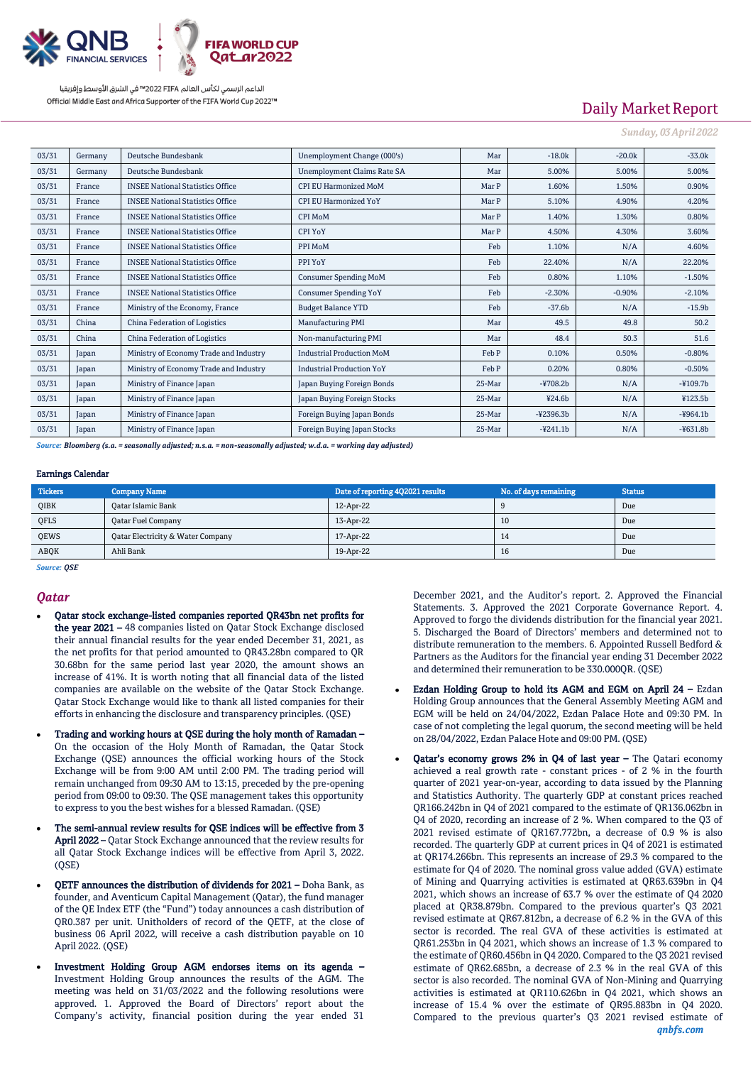| 03/31 | Germany | Deutsche Bundesbank | Unemployment Change (000's) | Mar | -18.0k | -20.0k | -33.0k |
|---|---|---|---|---|---|---|---|
| 03/31 | Germany | Deutsche Bundesbank | Unemployment Claims Rate SA | Mar | 5.00% | 5.00% | 5.00% |
| 03/31 | France | INSEE National Statistics Office | CPI EU Harmonized MoM | Mar P | 1.60% | 1.50% | 0.90% |
| 03/31 | France | INSEE National Statistics Office | CPI EU Harmonized YoY | Mar P | 5.10% | 4.90% | 4.20% |
| 03/31 | France | INSEE National Statistics Office | CPI MoM | Mar P | 1.40% | 1.30% | 0.80% |
| 03/31 | France | INSEE National Statistics Office | CPI YoY | Mar P | 4.50% | 4.30% | 3.60% |
| 03/31 | France | INSEE National Statistics Office | PPI MoM | Feb | 1.10% | N/A | 4.60% |
| 03/31 | France | INSEE National Statistics Office | PPI YoY | Feb | 22.40% | N/A | 22.20% |
| 03/31 | France | INSEE National Statistics Office | Consumer Spending MoM | Feb | 0.80% | 1.10% | -1.50% |
| 03/31 | France | INSEE National Statistics Office | Consumer Spending YoY | Feb | -2.30% | -0.90% | -2.10% |
| 03/31 | France | Ministry of the Economy, France | Budget Balance YTD | Feb | -37.6b | N/A | -15.9b |
| 03/31 | China | China Federation of Logistics | Manufacturing PMI | Mar | 49.5 | 49.8 | 50.2 |
| 03/31 | China | China Federation of Logistics | Non-manufacturing PMI | Mar | 48.4 | 50.3 | 51.6 |
| 03/31 | Japan | Ministry of Economy Trade and Industry | Industrial Production MoM | Feb P | 0.10% | 0.50% | -0.80% |
| 03/31 | Japan | Ministry of Economy Trade and Industry | Industrial Production YoY | Feb P | 0.20% | 0.80% | -0.50% |
| 03/31 | Japan | Ministry of Finance Japan | Japan Buying Foreign Bonds | 25-Mar | -¥708.2b | N/A | -¥109.7b |
| 03/31 | Japan | Ministry of Finance Japan | Japan Buying Foreign Stocks | 25-Mar | ¥24.6b | N/A | ¥123.5b |
| 03/31 | Japan | Ministry of Finance Japan | Foreign Buying Japan Bonds | 25-Mar | -¥2396.3b | N/A | -¥964.1b |
| 03/31 | Japan | Ministry of Finance Japan | Foreign Buying Japan Stocks | 25-Mar | -¥241.1b | N/A | -¥631.8b |

*Source: Bloomberg (s.a. = seasonally adjusted; n.s.a. = non-seasonally adjusted; w.d.a. = working day adjusted)*

**Earnings Calendar**

| Tickers | Company Name | Date of reporting 4Q2021 results | No. of days remaining | Status |
|---|---|---|---|---|
| QIBK | Qatar Islamic Bank | 12-Apr-22 | 9 | Due |
| QFLS | Qatar Fuel Company | 13-Apr-22 | 10 | Due |
| QEWS | Qatar Electricity & Water Company | 17-Apr-22 | 14 | Due |
| ABQK | Ahli Bank | 19-Apr-22 | 16 | Due |

*Source: QSE*

## Qatar

- **Qatar stock exchange-listed companies reported QR43bn net profits for the year 2021 –** 48 companies listed on Qatar Stock Exchange disclosed their annual financial results for the year ended December 31, 2021, as the net profits for that period amounted to QR43.28bn compared to QR 30.68bn for the same period last year 2020, the amount shows an increase of 41%. It is worth noting that all financial data of the listed companies are available on the website of the Qatar Stock Exchange. Qatar Stock Exchange would like to thank all listed companies for their efforts in enhancing the disclosure and transparency principles. (QSE)
- **Trading and working hours at QSE during the holy month of Ramadan –** On the occasion of the Holy Month of Ramadan, the Qatar Stock Exchange (QSE) announces the official working hours of the Stock Exchange will be from 9:00 AM until 2:00 PM. The trading period will remain unchanged from 09:30 AM to 13:15, preceded by the pre-opening period from 09:00 to 09:30. The QSE management takes this opportunity to express to you the best wishes for a blessed Ramadan. (QSE)
- **The semi-annual review results for QSE indices will be effective from 3 April 2022 –** Qatar Stock Exchange announced that the review results for all Qatar Stock Exchange indices will be effective from April 3, 2022. (QSE)
- **QETF announces the distribution of dividends for 2021 –** Doha Bank, as founder, and Aventicum Capital Management (Qatar), the fund manager of the QE Index ETF (the "Fund") today announces a cash distribution of QR0.387 per unit. Unitholders of record of the QETF, at the close of business 06 April 2022, will receive a cash distribution payable on 10 April 2022. (QSE)
- **Investment Holding Group AGM endorses items on its agenda –** Investment Holding Group announces the results of the AGM. The meeting was held on 31/03/2022 and the following resolutions were approved. 1. Approved the Board of Directors' report about the Company's activity, financial position during the year ended 31 December 2021, and the Auditor's report. 2. Approved the Financial Statements. 3. Approved the 2021 Corporate Governance Report. 4. Approved to forgo the dividends distribution for the financial year 2021. 5. Discharged the Board of Directors' members and determined not to distribute remuneration to the members. 6. Appointed Russell Bedford & Partners as the Auditors for the financial year ending 31 December 2022 and determined their remuneration to be 330.000QR. (QSE)
- **Ezdan Holding Group to hold its AGM and EGM on April 24 –** Ezdan Holding Group announces that the General Assembly Meeting AGM and EGM will be held on 24/04/2022, Ezdan Palace Hote and 09:30 PM. In case of not completing the legal quorum, the second meeting will be held on 28/04/2022, Ezdan Palace Hote and 09:00 PM. (QSE)
- **Qatar's economy grows 2% in Q4 of last year –** The Qatari economy achieved a real growth rate - constant prices - of 2 % in the fourth quarter of 2021 year-on-year, according to data issued by the Planning and Statistics Authority. The quarterly GDP at constant prices reached QR166.242bn in Q4 of 2021 compared to the estimate of QR136.062bn in Q4 of 2020, recording an increase of 2 %. When compared to the Q3 of 2021 revised estimate of QR167.772bn, a decrease of 0.9 % is also recorded. The quarterly GDP at current prices in Q4 of 2021 is estimated at QR174.266bn. This represents an increase of 29.3 % compared to the estimate for Q4 of 2020. The nominal gross value added (GVA) estimate of Mining and Quarrying activities is estimated at QR63.639bn in Q4 2021, which shows an increase of 63.7 % over the estimate of Q4 2020 placed at QR38.879bn. Compared to the previous quarter's Q3 2021 revised estimate at QR67.812bn, a decrease of 6.2 % in the GVA of this sector is recorded. The real GVA of these activities is estimated at QR61.253bn in Q4 2021, which shows an increase of 1.3 % compared to the estimate of QR60.456bn in Q4 2020. Compared to the Q3 2021 revised estimate of QR62.685bn, a decrease of 2.3 % in the real GVA of this sector is also recorded. The nominal GVA of Non-Mining and Quarrying activities is estimated at QR110.626bn in Q4 2021, which shows an increase of 15.4 % over the estimate of QR95.883bn in Q4 2020. Compared to the previous quarter's Q3 2021 revised estimate of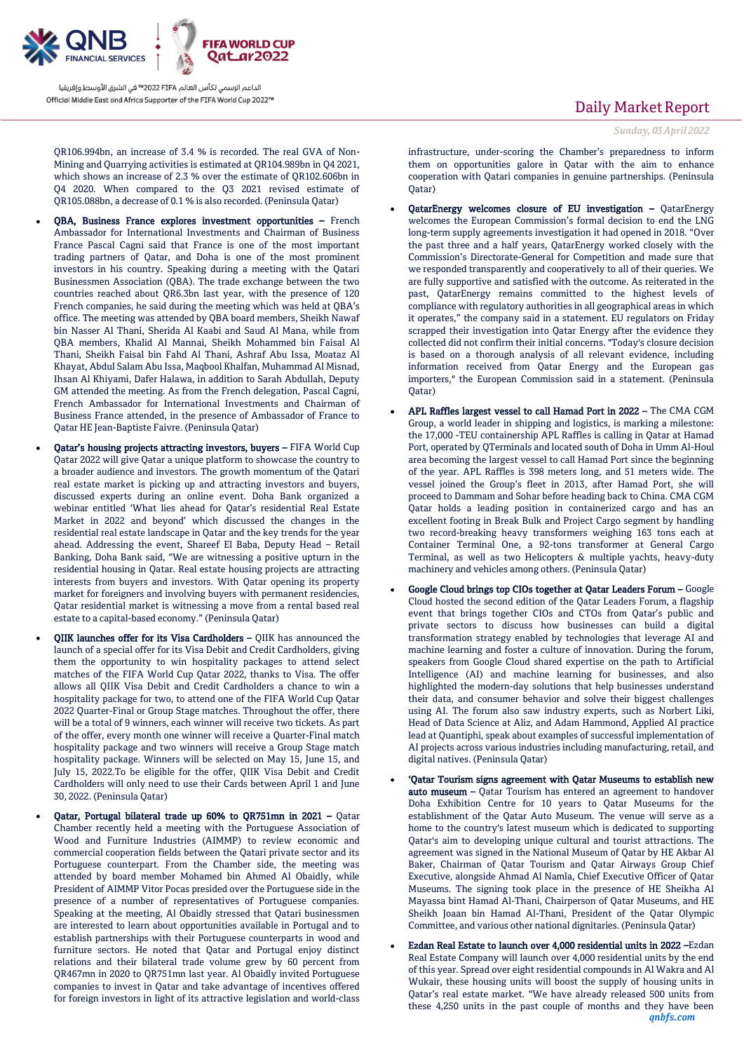QR106.994bn, an increase of 3.4 % is recorded. The real GVA of Non-Mining and Quarrying activities is estimated at QR104.989bn in Q4 2021, which shows an increase of 2.3 % over the estimate of QR102.606bn in Q4 2020. When compared to the Q3 2021 revised estimate of QR105.088bn, a decrease of 0.1 % is also recorded. (Peninsula Qatar)

- **QBA, Business France explores investment opportunities –** French Ambassador for International Investments and Chairman of Business France Pascal Cagni said that France is one of the most important trading partners of Qatar, and Doha is one of the most prominent investors in his country. Speaking during a meeting with the Qatari Businessmen Association (QBA). The trade exchange between the two countries reached about QR6.3bn last year, with the presence of 120 French companies, he said during the meeting which was held at QBA's office. The meeting was attended by QBA board members, Sheikh Nawaf bin Nasser Al Thani, Sherida Al Kaabi and Saud Al Mana, while from QBA members, Khalid Al Mannai, Sheikh Mohammed bin Faisal Al Thani, Sheikh Faisal bin Fahd Al Thani, Ashraf Abu Issa, Moataz Al Khayat, Abdul Salam Abu Issa, Maqbool Khalfan, Muhammad Al Misnad, Ihsan Al Khiyami, Dafer Halawa, in addition to Sarah Abdullah, Deputy GM attended the meeting. As from the French delegation, Pascal Cagni, French Ambassador for International Investments and Chairman of Business France attended, in the presence of Ambassador of France to Qatar HE Jean-Baptiste Faivre. (Peninsula Qatar)

- **Qatar's housing projects attracting investors, buyers –** FIFA World Cup Qatar 2022 will give Qatar a unique platform to showcase the country to a broader audience and investors. The growth momentum of the Qatari real estate market is picking up and attracting investors and buyers, discussed experts during an online event. Doha Bank organized a webinar entitled 'What lies ahead for Qatar's residential Real Estate Market in 2022 and beyond' which discussed the changes in the residential real estate landscape in Qatar and the key trends for the year ahead. Addressing the event, Shareef El Baba, Deputy Head – Retail Banking, Doha Bank said, "We are witnessing a positive upturn in the residential housing in Qatar. Real estate housing projects are attracting interests from buyers and investors. With Qatar opening its property market for foreigners and involving buyers with permanent residencies, Qatar residential market is witnessing a move from a rental based real estate to a capital-based economy." (Peninsula Qatar)

- **QIIK launches offer for its Visa Cardholders –** QIIK has announced the launch of a special offer for its Visa Debit and Credit Cardholders, giving them the opportunity to win hospitality packages to attend select matches of the FIFA World Cup Qatar 2022, thanks to Visa. The offer allows all QIIK Visa Debit and Credit Cardholders a chance to win a hospitality package for two, to attend one of the FIFA World Cup Qatar 2022 Quarter-Final or Group Stage matches. Throughout the offer, there will be a total of 9 winners, each winner will receive two tickets. As part of the offer, every month one winner will receive a Quarter-Final match hospitality package and two winners will receive a Group Stage match hospitality package. Winners will be selected on May 15, June 15, and July 15, 2022.To be eligible for the offer, QIIK Visa Debit and Credit Cardholders will only need to use their Cards between April 1 and June 30, 2022. (Peninsula Qatar)

- **Qatar, Portugal bilateral trade up 60% to QR751mn in 2021 –** Qatar Chamber recently held a meeting with the Portuguese Association of Wood and Furniture Industries (AIMMP) to review economic and commercial cooperation fields between the Qatari private sector and its Portuguese counterpart. From the Chamber side, the meeting was attended by board member Mohamed bin Ahmed Al Obaidly, while President of AIMMP Vitor Pocas presided over the Portuguese side in the presence of a number of representatives of Portuguese companies. Speaking at the meeting, Al Obaidly stressed that Qatari businessmen are interested to learn about opportunities available in Portugal and to establish partnerships with their Portuguese counterparts in wood and furniture sectors. He noted that Qatar and Portugal enjoy distinct relations and their bilateral trade volume grew by 60 percent from QR467mn in 2020 to QR751mn last year. Al Obaidly invited Portuguese companies to invest in Qatar and take advantage of incentives offered for foreign investors in light of its attractive legislation and world-class infrastructure, under-scoring the Chamber's preparedness to inform them on opportunities galore in Qatar with the aim to enhance cooperation with Qatari companies in genuine partnerships. (Peninsula Qatar)

- **QatarEnergy welcomes closure of EU investigation –** QatarEnergy welcomes the European Commission's formal decision to end the LNG long-term supply agreements investigation it had opened in 2018. "Over the past three and a half years, QatarEnergy worked closely with the Commission's Directorate-General for Competition and made sure that we responded transparently and cooperatively to all of their queries. We are fully supportive and satisfied with the outcome. As reiterated in the past, QatarEnergy remains committed to the highest levels of compliance with regulatory authorities in all geographical areas in which it operates," the company said in a statement. EU regulators on Friday scrapped their investigation into Qatar Energy after the evidence they collected did not confirm their initial concerns. "Today's closure decision is based on a thorough analysis of all relevant evidence, including information received from Qatar Energy and the European gas importers," the European Commission said in a statement. (Peninsula Qatar)

- **APL Raffles largest vessel to call Hamad Port in 2022 –** The CMA CGM Group, a world leader in shipping and logistics, is marking a milestone: the 17,000 -TEU containership APL Raffles is calling in Qatar at Hamad Port, operated by QTerminals and located south of Doha in Umm Al-Houl area becoming the largest vessel to call Hamad Port since the beginning of the year. APL Raffles is 398 meters long, and 51 meters wide. The vessel joined the Group's fleet in 2013, after Hamad Port, she will proceed to Dammam and Sohar before heading back to China. CMA CGM Qatar holds a leading position in containerized cargo and has an excellent footing in Break Bulk and Project Cargo segment by handling two record-breaking heavy transformers weighing 163 tons each at Container Terminal One, a 92-tons transformer at General Cargo Terminal, as well as two Helicopters & multiple yachts, heavy-duty machinery and vehicles among others. (Peninsula Qatar)

- **Google Cloud brings top CIOs together at Qatar Leaders Forum –** Google Cloud hosted the second edition of the Qatar Leaders Forum, a flagship event that brings together CIOs and CTOs from Qatar's public and private sectors to discuss how businesses can build a digital transformation strategy enabled by technologies that leverage AI and machine learning and foster a culture of innovation. During the forum, speakers from Google Cloud shared expertise on the path to Artificial Intelligence (AI) and machine learning for businesses, and also highlighted the modern-day solutions that help businesses understand their data, and consumer behavior and solve their biggest challenges using AI. The forum also saw industry experts, such as Norbert Liki, Head of Data Science at Aliz, and Adam Hammond, Applied AI practice lead at Quantiphi, speak about examples of successful implementation of AI projects across various industries including manufacturing, retail, and digital natives. (Peninsula Qatar)

- **'Qatar Tourism signs agreement with Qatar Museums to establish new auto museum –** Qatar Tourism has entered an agreement to handover Doha Exhibition Centre for 10 years to Qatar Museums for the establishment of the Qatar Auto Museum. The venue will serve as a home to the country's latest museum which is dedicated to supporting Qatar's aim to developing unique cultural and tourist attractions. The agreement was signed in the National Museum of Qatar by HE Akbar Al Baker, Chairman of Qatar Tourism and Qatar Airways Group Chief Executive, alongside Ahmad Al Namla, Chief Executive Officer of Qatar Museums. The signing took place in the presence of HE Sheikha Al Mayassa bint Hamad Al-Thani, Chairperson of Qatar Museums, and HE Sheikh Joaan bin Hamad Al-Thani, President of the Qatar Olympic Committee, and various other national dignitaries. (Peninsula Qatar)

- **Ezdan Real Estate to launch over 4,000 residential units in 2022 –**Ezdan Real Estate Company will launch over 4,000 residential units by the end of this year. Spread over eight residential compounds in Al Wakra and Al Wukair, these housing units will boost the supply of housing units in Qatar's real estate market. "We have already released 500 units from these 4,250 units in the past couple of months and they have been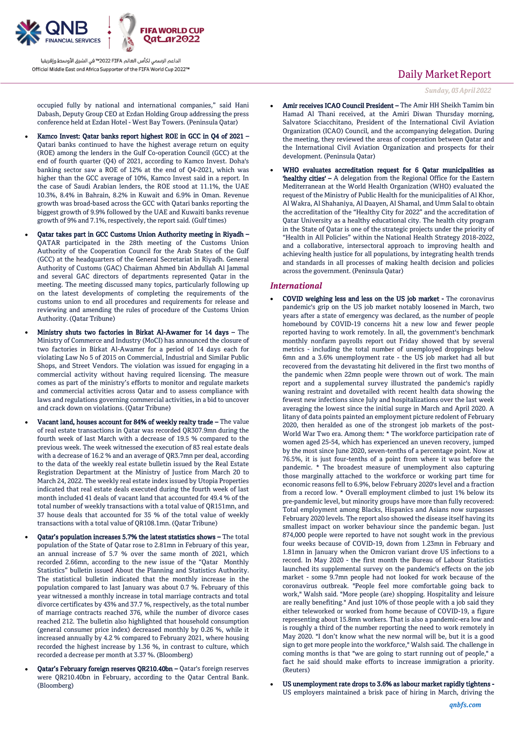occupied fully by national and international companies," said Hani Dabash, Deputy Group CEO at Ezdan Holding Group addressing the press conference held at Ezdan Hotel - West Bay Towers. (Peninsula Qatar)

- **Kamco Invest: Qatar banks report highest ROE in GCC in Q4 of 2021 –** Qatari banks continued to have the highest average return on equity (ROE) among the lenders in the Gulf Co-operation Council (GCC) at the end of fourth quarter (Q4) of 2021, according to Kamco Invest. Doha's banking sector saw a ROE of 12% at the end of Q4-2021, which was higher than the GCC average of 10%, Kamco Invest said in a report. In the case of Saudi Arabian lenders, the ROE stood at 11.1%, the UAE 10.3%, 8.4% in Bahrain, 8.2% in Kuwait and 6.9% in Oman. Revenue growth was broad-based across the GCC with Qatari banks reporting the biggest growth of 9.9% followed by the UAE and Kuwaiti banks revenue growth of 9% and 7.1%, respectively, the report said. (Gulf times)

- **Qatar takes part in GCC Customs Union Authority meeting in Riyadh –** QATAR participated in the 28th meeting of the Customs Union Authority of the Cooperation Council for the Arab States of the Gulf (GCC) at the headquarters of the General Secretariat in Riyadh. General Authority of Customs (GAC) Chairman Ahmed bin Abdullah Al Jammal and several GAC directors of departments represented Qatar in the meeting. The meeting discussed many topics, particularly following up on the latest developments of completing the requirements of the customs union to end all procedures and requirements for release and reviewing and amending the rules of procedure of the Customs Union Authority. (Qatar Tribune)

- **Ministry shuts two factories in Birkat Al-Awamer for 14 days –** The Ministry of Commerce and Industry (MoCI) has announced the closure of two factories in Birkat Al-Awamer for a period of 14 days each for violating Law No 5 of 2015 on Commercial, Industrial and Similar Public Shops, and Street Vendors. The violation was issued for engaging in a commercial activity without having required licensing. The measure comes as part of the ministry's efforts to monitor and regulate markets and commercial activities across Qatar and to assess compliance with laws and regulations governing commercial activities, in a bid to uncover and crack down on violations. (Qatar Tribune)

- **Vacant land, houses account for 84% of weekly realty trade –** The value of real estate transactions in Qatar was recorded QR307.9mn during the fourth week of last March with a decrease of 19.5 % compared to the previous week. The week witnessed the execution of 83 real estate deals with a decrease of 16.2 % and an average of QR3.7mn per deal, according to the data of the weekly real estate bulletin issued by the Real Estate Registration Department at the Ministry of Justice from March 20 to March 24, 2022. The weekly real estate index issued by Utopia Properties indicated that real estate deals executed during the fourth week of last month included 41 deals of vacant land that accounted for 49.4 % of the total number of weekly transactions with a total value of QR151mn, and 37 house deals that accounted for 35 % of the total value of weekly transactions with a total value of QR108.1mn. (Qatar Tribune)

- **Qatar's population increases 5.7% the latest statistics shows –** The total population of the State of Qatar rose to 2.81mn in February of this year, an annual increase of 5.7 % over the same month of 2021, which recorded 2.66mn, according to the new issue of the "Qatar Monthly Statistics" bulletin issued About the Planning and Statistics Authority. The statistical bulletin indicated that the monthly increase in the population compared to last January was about 0.7 %. February of this year witnessed a monthly increase in total marriage contracts and total divorce certificates by 43% and 37.7 %, respectively, as the total number of marriage contracts reached 376, while the number of divorce cases reached 212. The bulletin also highlighted that household consumption (general consumer price index) decreased monthly by 0.26 %, while it increased annually by 4.2 % compared to February 2021, where housing recorded the highest increase by 1.36 %, in contrast to culture, which recorded a decrease per month at 3.37 %. (Bloomberg)

- **Qatar's February foreign reserves QR210.40bn –** Qatar's foreign reserves were QR210.40bn in February, according to the Qatar Central Bank. (Bloomberg)

- **Amir receives ICAO Council President –** The Amir HH Sheikh Tamim bin Hamad Al Thani received, at the Amiri Diwan Thursday morning, Salvatore Sciacchitano, President of the International Civil Aviation Organization (ICAO) Council, and the accompanying delegation. During the meeting, they reviewed the areas of cooperation between Qatar and the International Civil Aviation Organization and prospects for their development. (Peninsula Qatar)

- **WHO evaluates accreditation request for 6 Qatar municipalities as 'healthy cities' –** A delegation from the Regional Office for the Eastern Mediterranean at the World Health Organization (WHO) evaluated the request of the Ministry of Public Health for the municipalities of Al Khor, Al Wakra, Al Shahaniya, Al Daayen, Al Shamal, and Umm Salal to obtain the accreditation of the "Healthy City for 2022" and the accreditation of Qatar University as a healthy educational city. The health city program in the State of Qatar is one of the strategic projects under the priority of "Health in All Policies" within the National Health Strategy 2018-2022, and a collaborative, intersectoral approach to improving health and achieving health justice for all populations, by integrating health trends and standards in all processes of making health decision and policies across the government. (Peninsula Qatar)

## *International*

- **COVID weighing less and less on the US job market -** The coronavirus pandemic's grip on the US job market notably loosened in March, two years after a state of emergency was declared, as the number of people homebound by COVID-19 concerns hit a new low and fewer people reported having to work remotely. In all, the government's benchmark monthly nonfarm payrolls report out Friday showed that by several metrics - including the total number of unemployed droppings below 6mn and a 3.6% unemployment rate - the US job market had all but recovered from the devastating hit delivered in the first two months of the pandemic when 22mn people were thrown out of work. The main report and a supplemental survey illustrated the pandemic's rapidly waning restraint and dovetailed with recent health data showing the fewest new infections since July and hospitalizations over the last week averaging the lowest since the initial surge in March and April 2020. A litany of data points painted an employment picture redolent of February 2020, then heralded as one of the strongest job markets of the post-World War Two era. Among them: * The workforce participation rate of women aged 25-54, which has experienced an uneven recovery, jumped by the most since June 2020, seven-tenths of a percentage point. Now at 76.5%, it is just four-tenths of a point from where it was before the pandemic. * The broadest measure of unemployment also capturing those marginally attached to the workforce or working part time for economic reasons fell to 6.9%, below February 2020's level and a fraction from a record low. * Overall employment climbed to just 1% below its pre-pandemic level, but minority groups have more than fully recovered: Total employment among Blacks, Hispanics and Asians now surpasses February 2020 levels. The report also showed the disease itself having its smallest impact on worker behaviour since the pandemic began. Just 874,000 people were reported to have not sought work in the previous four weeks because of COVID-19, down from 1.23mn in February and 1.81mn in January when the Omicron variant drove US infections to a record. In May 2020 - the first month the Bureau of Labour Statistics launched its supplemental survey on the pandemic's effects on the job market - some 9.7mn people had not looked for work because of the coronavirus outbreak. "People feel more comfortable going back to work," Walsh said. "More people (are) shopping. Hospitality and leisure are really benefiting." And just 10% of those people with a job said they either teleworked or worked from home because of COVID-19, a figure representing about 15.8mn workers. That is also a pandemic-era low and is roughly a third of the number reporting the need to work remotely in May 2020. "I don't know what the new normal will be, but it is a good sign to get more people into the workforce," Walsh said. The challenge in coming months is that "we are going to start running out of people," a fact he said should make efforts to increase immigration a priority. (Reuters)

- **US unemployment rate drops to 3.6% as labour market rapidly tightens -** US employers maintained a brisk pace of hiring in March, driving the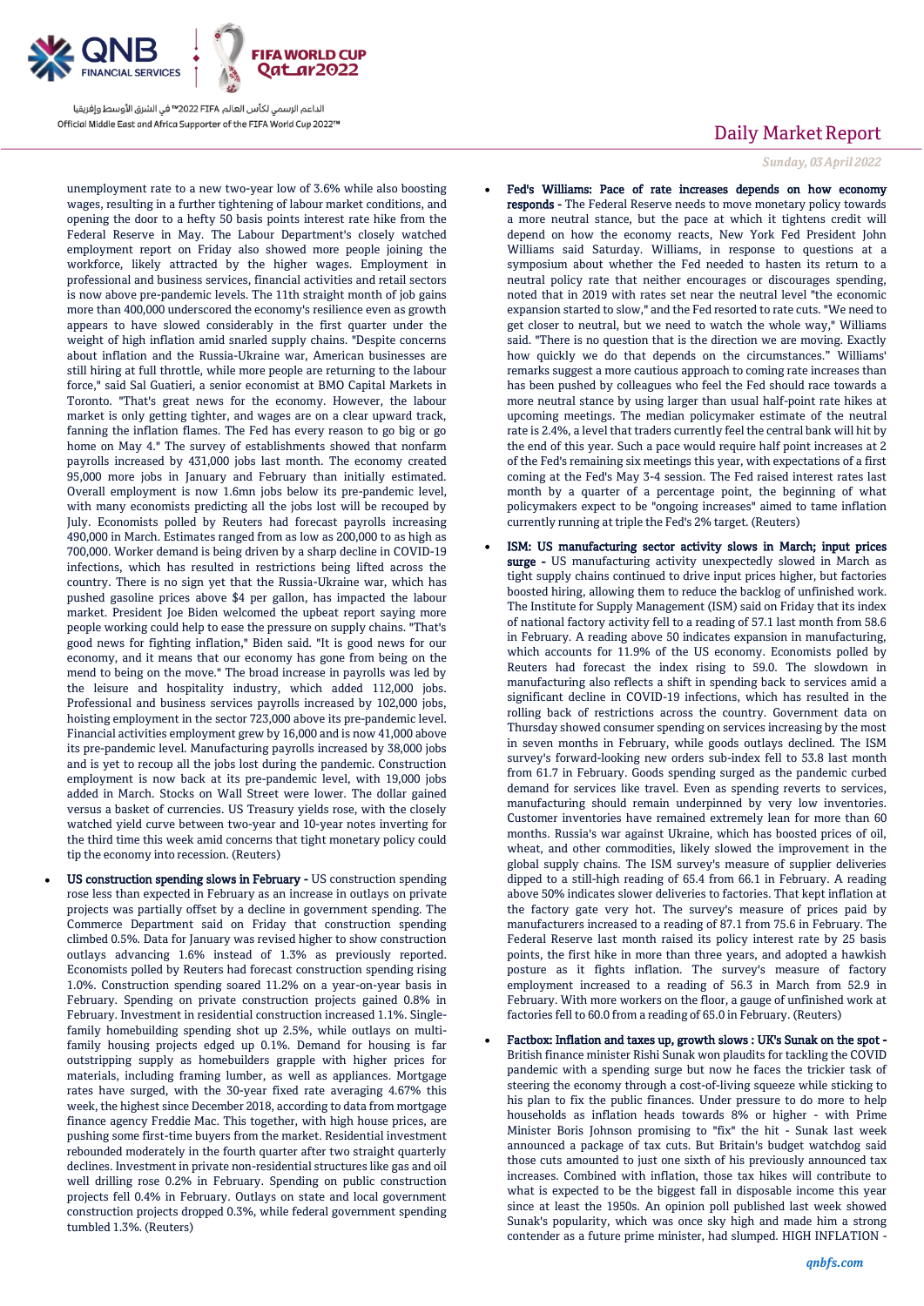unemployment rate to a new two-year low of 3.6% while also boosting wages, resulting in a further tightening of labour market conditions, and opening the door to a hefty 50 basis points interest rate hike from the Federal Reserve in May. The Labour Department's closely watched employment report on Friday also showed more people joining the workforce, likely attracted by the higher wages. Employment in professional and business services, financial activities and retail sectors is now above pre-pandemic levels. The 11th straight month of job gains more than 400,000 underscored the economy's resilience even as growth appears to have slowed considerably in the first quarter under the weight of high inflation amid snarled supply chains. "Despite concerns about inflation and the Russia-Ukraine war, American businesses are still hiring at full throttle, while more people are returning to the labour force," said Sal Guatieri, a senior economist at BMO Capital Markets in Toronto. "That's great news for the economy. However, the labour market is only getting tighter, and wages are on a clear upward track, fanning the inflation flames. The Fed has every reason to go big or go home on May 4." The survey of establishments showed that nonfarm payrolls increased by 431,000 jobs last month. The economy created 95,000 more jobs in January and February than initially estimated. Overall employment is now 1.6mn jobs below its pre-pandemic level, with many economists predicting all the jobs lost will be recouped by July. Economists polled by Reuters had forecast payrolls increasing 490,000 in March. Estimates ranged from as low as 200,000 to as high as 700,000. Worker demand is being driven by a sharp decline in COVID-19 infections, which has resulted in restrictions being lifted across the country. There is no sign yet that the Russia-Ukraine war, which has pushed gasoline prices above $4 per gallon, has impacted the labour market. President Joe Biden welcomed the upbeat report saying more people working could help to ease the pressure on supply chains. "That's good news for fighting inflation," Biden said. "It is good news for our economy, and it means that our economy has gone from being on the mend to being on the move." The broad increase in payrolls was led by the leisure and hospitality industry, which added 112,000 jobs. Professional and business services payrolls increased by 102,000 jobs, hoisting employment in the sector 723,000 above its pre-pandemic level. Financial activities employment grew by 16,000 and is now 41,000 above its pre-pandemic level. Manufacturing payrolls increased by 38,000 jobs and is yet to recoup all the jobs lost during the pandemic. Construction employment is now back at its pre-pandemic level, with 19,000 jobs added in March. Stocks on Wall Street were lower. The dollar gained versus a basket of currencies. US Treasury yields rose, with the closely watched yield curve between two-year and 10-year notes inverting for the third time this week amid concerns that tight monetary policy could tip the economy into recession. (Reuters)

- **US construction spending slows in February -** US construction spending rose less than expected in February as an increase in outlays on private projects was partially offset by a decline in government spending. The Commerce Department said on Friday that construction spending climbed 0.5%. Data for January was revised higher to show construction outlays advancing 1.6% instead of 1.3% as previously reported. Economists polled by Reuters had forecast construction spending rising 1.0%. Construction spending soared 11.2% on a year-on-year basis in February. Spending on private construction projects gained 0.8% in February. Investment in residential construction increased 1.1%. Single-family homebuilding spending shot up 2.5%, while outlays on multi-family housing projects edged up 0.1%. Demand for housing is far outstripping supply as homebuilders grapple with higher prices for materials, including framing lumber, as well as appliances. Mortgage rates have surged, with the 30-year fixed rate averaging 4.67% this week, the highest since December 2018, according to data from mortgage finance agency Freddie Mac. This together, with high house prices, are pushing some first-time buyers from the market. Residential investment rebounded moderately in the fourth quarter after two straight quarterly declines. Investment in private non-residential structures like gas and oil well drilling rose 0.2% in February. Spending on public construction projects fell 0.4% in February. Outlays on state and local government construction projects dropped 0.3%, while federal government spending tumbled 1.3%. (Reuters)

- **Fed's Williams: Pace of rate increases depends on how economy responds -** The Federal Reserve needs to move monetary policy towards a more neutral stance, but the pace at which it tightens credit will depend on how the economy reacts, New York Fed President John Williams said Saturday. Williams, in response to questions at a symposium about whether the Fed needed to hasten its return to a neutral policy rate that neither encourages or discourages spending, noted that in 2019 with rates set near the neutral level "the economic expansion started to slow," and the Fed resorted to rate cuts. "We need to get closer to neutral, but we need to watch the whole way," Williams said. "There is no question that is the direction we are moving. Exactly how quickly we do that depends on the circumstances." Williams' remarks suggest a more cautious approach to coming rate increases than has been pushed by colleagues who feel the Fed should race towards a more neutral stance by using larger than usual half-point rate hikes at upcoming meetings. The median policymaker estimate of the neutral rate is 2.4%, a level that traders currently feel the central bank will hit by the end of this year. Such a pace would require half point increases at 2 of the Fed's remaining six meetings this year, with expectations of a first coming at the Fed's May 3-4 session. The Fed raised interest rates last month by a quarter of a percentage point, the beginning of what policymakers expect to be "ongoing increases" aimed to tame inflation currently running at triple the Fed's 2% target. (Reuters)

- **ISM: US manufacturing sector activity slows in March; input prices surge -** US manufacturing activity unexpectedly slowed in March as tight supply chains continued to drive input prices higher, but factories boosted hiring, allowing them to reduce the backlog of unfinished work. The Institute for Supply Management (ISM) said on Friday that its index of national factory activity fell to a reading of 57.1 last month from 58.6 in February. A reading above 50 indicates expansion in manufacturing, which accounts for 11.9% of the US economy. Economists polled by Reuters had forecast the index rising to 59.0. The slowdown in manufacturing also reflects a shift in spending back to services amid a significant decline in COVID-19 infections, which has resulted in the rolling back of restrictions across the country. Government data on Thursday showed consumer spending on services increasing by the most in seven months in February, while goods outlays declined. The ISM survey's forward-looking new orders sub-index fell to 53.8 last month from 61.7 in February. Goods spending surged as the pandemic curbed demand for services like travel. Even as spending reverts to services, manufacturing should remain underpinned by very low inventories. Customer inventories have remained extremely lean for more than 60 months. Russia's war against Ukraine, which has boosted prices of oil, wheat, and other commodities, likely slowed the improvement in the global supply chains. The ISM survey's measure of supplier deliveries dipped to a still-high reading of 65.4 from 66.1 in February. A reading above 50% indicates slower deliveries to factories. That kept inflation at the factory gate very hot. The survey's measure of prices paid by manufacturers increased to a reading of 87.1 from 75.6 in February. The Federal Reserve last month raised its policy interest rate by 25 basis points, the first hike in more than three years, and adopted a hawkish posture as it fights inflation. The survey's measure of factory employment increased to a reading of 56.3 in March from 52.9 in February. With more workers on the floor, a gauge of unfinished work at factories fell to 60.0 from a reading of 65.0 in February. (Reuters)

- **Factbox: Inflation and taxes up, growth slows : UK's Sunak on the spot -** British finance minister Rishi Sunak won plaudits for tackling the COVID pandemic with a spending surge but now he faces the trickier task of steering the economy through a cost-of-living squeeze while sticking to his plan to fix the public finances. Under pressure to do more to help households as inflation heads towards 8% or higher - with Prime Minister Boris Johnson promising to "fix" the hit - Sunak last week announced a package of tax cuts. But Britain's budget watchdog said those cuts amounted to just one sixth of his previously announced tax increases. Combined with inflation, those tax hikes will contribute to what is expected to be the biggest fall in disposable income this year since at least the 1950s. An opinion poll published last week showed Sunak's popularity, which was once sky high and made him a strong contender as a future prime minister, had slumped. HIGH INFLATION -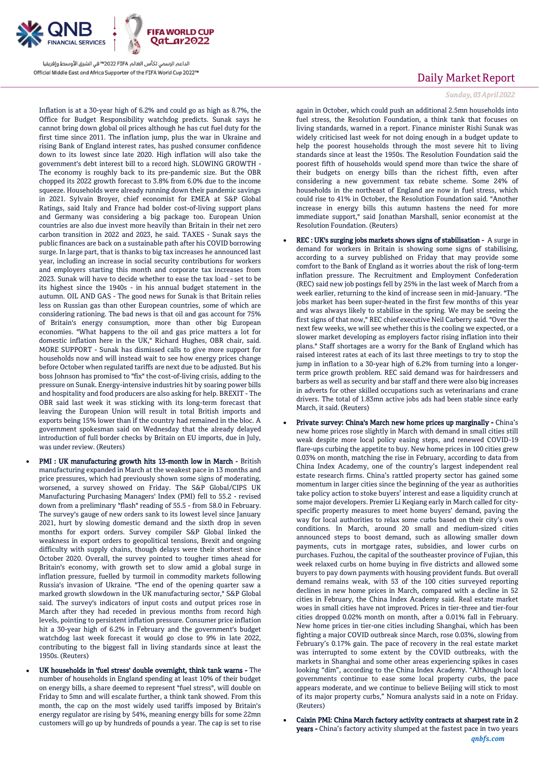Inflation is at a 30-year high of 6.2% and could go as high as 8.7%, the Office for Budget Responsibility watchdog predicts. Sunak says he cannot bring down global oil prices although he has cut fuel duty for the first time since 2011. The inflation jump, plus the war in Ukraine and rising Bank of England interest rates, has pushed consumer confidence down to its lowest since late 2020. High inflation will also take the government's debt interest bill to a record high. SLOWING GROWTH - The economy is roughly back to its pre-pandemic size. But the OBR chopped its 2022 growth forecast to 3.8% from 6.0% due to the income squeeze. Households were already running down their pandemic savings in 2021. Sylvain Broyer, chief economist for EMEA at S&P Global Ratings, said Italy and France had bolder cost-of-living support plans and Germany was considering a big package too. European Union countries are also due invest more heavily than Britain in their net zero carbon transition in 2022 and 2023, he said. TAXES - Sunak says the public finances are back on a sustainable path after his COVID borrowing surge. In large part, that is thanks to big tax increases he announced last year, including an increase in social security contributions for workers and employers starting this month and corporate tax increases from 2023. Sunak will have to decide whether to ease the tax load - set to be its highest since the 1940s - in his annual budget statement in the autumn. OIL AND GAS - The good news for Sunak is that Britain relies less on Russian gas than other European countries, some of which are considering rationing. The bad news is that oil and gas account for 75% of Britain's energy consumption, more than other big European economies. "What happens to the oil and gas price matters a lot for domestic inflation here in the UK," Richard Hughes, OBR chair, said. MORE SUPPORT - Sunak has dismissed calls to give more support for households now and will instead wait to see how energy prices change before October when regulated tariffs are next due to be adjusted. But his boss Johnson has promised to "fix" the cost-of-living crisis, adding to the pressure on Sunak. Energy-intensive industries hit by soaring power bills and hospitality and food producers are also asking for help. BREXIT - The OBR said last week it was sticking with its long-term forecast that leaving the European Union will result in total British imports and exports being 15% lower than if the country had remained in the bloc. A government spokesman said on Wednesday that the already delayed introduction of full border checks by Britain on EU imports, due in July, was under review. (Reuters)

- **PMI : UK manufacturing growth hits 13-month low in March -** British manufacturing expanded in March at the weakest pace in 13 months and price pressures, which had previously shown some signs of moderating, worsened, a survey showed on Friday. The S&P Global/CIPS UK Manufacturing Purchasing Managers' Index (PMI) fell to 55.2 - revised down from a preliminary "flash" reading of 55.5 - from 58.0 in February. The survey's gauge of new orders sank to its lowest level since January 2021, hurt by slowing domestic demand and the sixth drop in seven months for export orders. Survey compiler S&P Global linked the weakness in export orders to geopolitical tensions, Brexit and ongoing difficulty with supply chains, though delays were their shortest since October 2020. Overall, the survey pointed to tougher times ahead for Britain's economy, with growth set to slow amid a global surge in inflation pressure, fuelled by turmoil in commodity markets following Russia's invasion of Ukraine. "The end of the opening quarter saw a marked growth slowdown in the UK manufacturing sector," S&P Global said. The survey's indicators of input costs and output prices rose in March after they had receded in previous months from record high levels, pointing to persistent inflation pressure. Consumer price inflation hit a 30-year high of 6.2% in February and the government's budget watchdog last week forecast it would go close to 9% in late 2022, contributing to the biggest fall in living standards since at least the 1950s. (Reuters)

- **UK households in 'fuel stress' double overnight, think tank warns -** The number of households in England spending at least 10% of their budget on energy bills, a share deemed to represent "fuel stress", will double on Friday to 5mn and will escalate further, a think tank showed. From this month, the cap on the most widely used tariffs imposed by Britain's energy regulator are rising by 54%, meaning energy bills for some 22mn customers will go up by hundreds of pounds a year. The cap is set to rise again in October, which could push an additional 2.5mn households into fuel stress, the Resolution Foundation, a think tank that focuses on living standards, warned in a report. Finance minister Rishi Sunak was widely criticised last week for not doing enough in a budget update to help the poorest households through the most severe hit to living standards since at least the 1950s. The Resolution Foundation said the poorest fifth of households would spend more than twice the share of their budgets on energy bills than the richest fifth, even after considering a new government tax rebate scheme. Some 24% of households in the northeast of England are now in fuel stress, which could rise to 41% in October, the Resolution Foundation said. "Another increase in energy bills this autumn hastens the need for more immediate support," said Jonathan Marshall, senior economist at the Resolution Foundation. (Reuters)

- **REC : UK's surging jobs markets shows signs of stabilisation -** A surge in demand for workers in Britain is showing some signs of stabilising, according to a survey published on Friday that may provide some comfort to the Bank of England as it worries about the risk of long-term inflation pressure. The Recruitment and Employment Confederation (REC) said new job postings fell by 25% in the last week of March from a week earlier, returning to the kind of increase seen in mid-January. "The jobs market has been super-heated in the first few months of this year and was always likely to stabilise in the spring. We may be seeing the first signs of that now," REC chief executive Neil Carberry said. "Over the next few weeks, we will see whether this is the cooling we expected, or a slower market developing as employers factor rising inflation into their plans." Staff shortages are a worry for the Bank of England which has raised interest rates at each of its last three meetings to try to stop the jump in inflation to a 30-year high of 6.2% from turning into a longer-term price growth problem. REC said demand was for hairdressers and barbers as well as security and bar staff and there were also big increases in adverts for other skilled occupations such as veterinarians and crane drivers. The total of 1.83mn active jobs ads had been stable since early March, it said. (Reuters)

- **Private survey: China's March new home prices up marginally -** China's new home prices rose slightly in March with demand in small cities still weak despite more local policy easing steps, and renewed COVID-19 flare-ups curbing the appetite to buy. New home prices in 100 cities grew 0.03% on month, matching the rise in February, according to data from China Index Academy, one of the country's largest independent real estate research firms. China's rattled property sector has gained some momentum in larger cities since the beginning of the year as authorities take policy action to stoke buyers' interest and ease a liquidity crunch at some major developers. Premier Li Keqiang early in March called for city-specific property measures to meet home buyers' demand, paving the way for local authorities to relax some curbs based on their city's own conditions. In March, around 20 small and medium-sized cities announced steps to boost demand, such as allowing smaller down payments, cuts in mortgage rates, subsidies, and lower curbs on purchases. Fuzhou, the capital of the southeaster province of Fujian, this week relaxed curbs on home buying in five districts and allowed some buyers to pay down payments with housing provident funds. But overall demand remains weak, with 53 of the 100 cities surveyed reporting declines in new home prices in March, compared with a decline in 52 cities in February, the China Index Academy said. Real estate market woes in small cities have not improved. Prices in tier-three and tier-four cities dropped 0.02% month on month, after a 0.01% fall in February. New home prices in tier-one cities including Shanghai, which has been fighting a major COVID outbreak since March, rose 0.03%, slowing from February's 0.17% gain. The pace of recovery in the real estate market was interrupted to some extent by the COVID outbreaks, with the markets in Shanghai and some other areas experiencing spikes in cases looking "dim", according to the China Index Academy. "Although local governments continue to ease some local property curbs, the pace appears moderate, and we continue to believe Beijing will stick to most of its major property curbs," Nomura analysts said in a note on Friday. (Reuters)

- **Caixin PMI: China March factory activity contracts at sharpest rate in 2 years -** China's factory activity slumped at the fastest pace in two years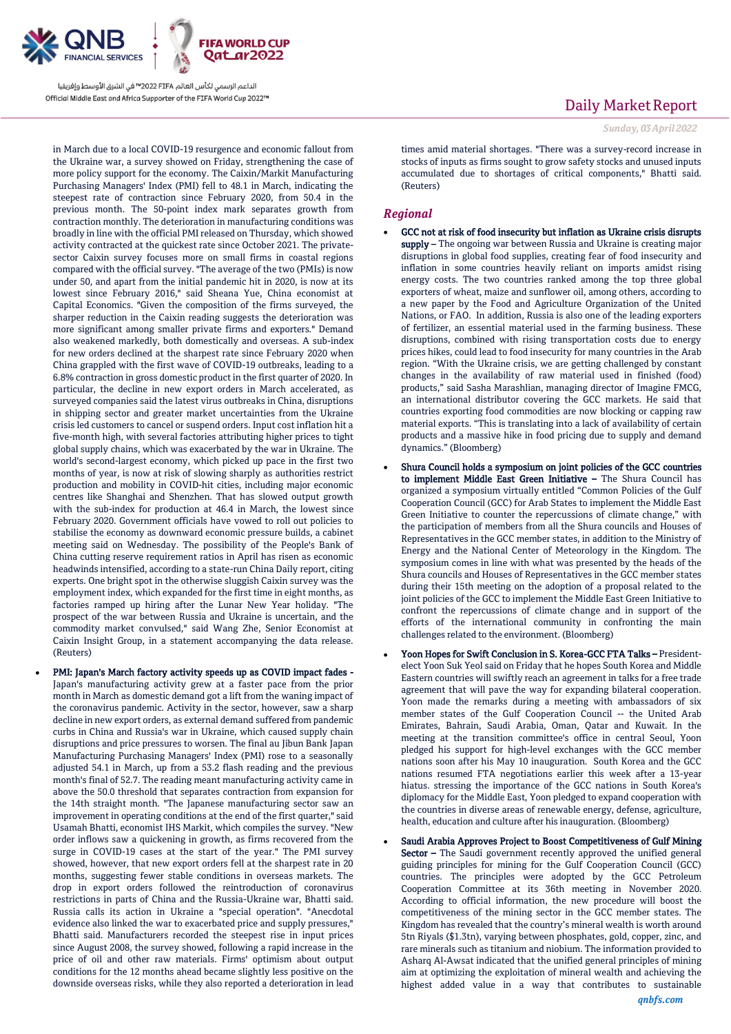in March due to a local COVID-19 resurgence and economic fallout from the Ukraine war, a survey showed on Friday, strengthening the case of more policy support for the economy. The Caixin/Markit Manufacturing Purchasing Managers' Index (PMI) fell to 48.1 in March, indicating the steepest rate of contraction since February 2020, from 50.4 in the previous month. The 50-point index mark separates growth from contraction monthly. The deterioration in manufacturing conditions was broadly in line with the official PMI released on Thursday, which showed activity contracted at the quickest rate since October 2021. The private-sector Caixin survey focuses more on small firms in coastal regions compared with the official survey. "The average of the two (PMIs) is now under 50, and apart from the initial pandemic hit in 2020, is now at its lowest since February 2016," said Sheana Yue, China economist at Capital Economics. "Given the composition of the firms surveyed, the sharper reduction in the Caixin reading suggests the deterioration was more significant among smaller private firms and exporters." Demand also weakened markedly, both domestically and overseas. A sub-index for new orders declined at the sharpest rate since February 2020 when China grappled with the first wave of COVID-19 outbreaks, leading to a 6.8% contraction in gross domestic product in the first quarter of 2020. In particular, the decline in new export orders in March accelerated, as surveyed companies said the latest virus outbreaks in China, disruptions in shipping sector and greater market uncertainties from the Ukraine crisis led customers to cancel or suspend orders. Input cost inflation hit a five-month high, with several factories attributing higher prices to tight global supply chains, which was exacerbated by the war in Ukraine. The world's second-largest economy, which picked up pace in the first two months of year, is now at risk of slowing sharply as authorities restrict production and mobility in COVID-hit cities, including major economic centres like Shanghai and Shenzhen. That has slowed output growth with the sub-index for production at 46.4 in March, the lowest since February 2020. Government officials have vowed to roll out policies to stabilise the economy as downward economic pressure builds, a cabinet meeting said on Wednesday. The possibility of the People's Bank of China cutting reserve requirement ratios in April has risen as economic headwinds intensified, according to a state-run China Daily report, citing experts. One bright spot in the otherwise sluggish Caixin survey was the employment index, which expanded for the first time in eight months, as factories ramped up hiring after the Lunar New Year holiday. "The prospect of the war between Russia and Ukraine is uncertain, and the commodity market convulsed," said Wang Zhe, Senior Economist at Caixin Insight Group, in a statement accompanying the data release. (Reuters)

- **PMI: Japan's March factory activity speeds up as COVID impact fades -** Japan's manufacturing activity grew at a faster pace from the prior month in March as domestic demand got a lift from the waning impact of the coronavirus pandemic. Activity in the sector, however, saw a sharp decline in new export orders, as external demand suffered from pandemic curbs in China and Russia's war in Ukraine, which caused supply chain disruptions and price pressures to worsen. The final au Jibun Bank Japan Manufacturing Purchasing Managers' Index (PMI) rose to a seasonally adjusted 54.1 in March, up from a 53.2 flash reading and the previous month's final of 52.7. The reading meant manufacturing activity came in above the 50.0 threshold that separates contraction from expansion for the 14th straight month. "The Japanese manufacturing sector saw an improvement in operating conditions at the end of the first quarter," said Usamah Bhatti, economist IHS Markit, which compiles the survey. "New order inflows saw a quickening in growth, as firms recovered from the surge in COVID-19 cases at the start of the year." The PMI survey showed, however, that new export orders fell at the sharpest rate in 20 months, suggesting fewer stable conditions in overseas markets. The drop in export orders followed the reintroduction of coronavirus restrictions in parts of China and the Russia-Ukraine war, Bhatti said. Russia calls its action in Ukraine a "special operation". "Anecdotal evidence also linked the war to exacerbated price and supply pressures," Bhatti said. Manufacturers recorded the steepest rise in input prices since August 2008, the survey showed, following a rapid increase in the price of oil and other raw materials. Firms' optimism about output conditions for the 12 months ahead became slightly less positive on the downside overseas risks, while they also reported a deterioration in lead times amid material shortages. "There was a survey-record increase in stocks of inputs as firms sought to grow safety stocks and unused inputs accumulated due to shortages of critical components," Bhatti said. (Reuters)

## *Regional*

- **GCC not at risk of food insecurity but inflation as Ukraine crisis disrupts supply –** The ongoing war between Russia and Ukraine is creating major disruptions in global food supplies, creating fear of food insecurity and inflation in some countries heavily reliant on imports amidst rising energy costs. The two countries ranked among the top three global exporters of wheat, maize and sunflower oil, among others, according to a new paper by the Food and Agriculture Organization of the United Nations, or FAO. In addition, Russia is also one of the leading exporters of fertilizer, an essential material used in the farming business. These disruptions, combined with rising transportation costs due to energy prices hikes, could lead to food insecurity for many countries in the Arab region. "With the Ukraine crisis, we are getting challenged by constant changes in the availability of raw material used in finished (food) products," said Sasha Marashlian, managing director of Imagine FMCG, an international distributor covering the GCC markets. He said that countries exporting food commodities are now blocking or capping raw material exports. "This is translating into a lack of availability of certain products and a massive hike in food pricing due to supply and demand dynamics." (Bloomberg)
- **Shura Council holds a symposium on joint policies of the GCC countries to implement Middle East Green Initiative –** The Shura Council has organized a symposium virtually entitled "Common Policies of the Gulf Cooperation Council (GCC) for Arab States to implement the Middle East Green Initiative to counter the repercussions of climate change," with the participation of members from all the Shura councils and Houses of Representatives in the GCC member states, in addition to the Ministry of Energy and the National Center of Meteorology in the Kingdom. The symposium comes in line with what was presented by the heads of the Shura councils and Houses of Representatives in the GCC member states during their 15th meeting on the adoption of a proposal related to the joint policies of the GCC to implement the Middle East Green Initiative to confront the repercussions of climate change and in support of the efforts of the international community in confronting the main challenges related to the environment. (Bloomberg)
- **Yoon Hopes for Swift Conclusion in S. Korea-GCC FTA Talks –** President-elect Yoon Suk Yeol said on Friday that he hopes South Korea and Middle Eastern countries will swiftly reach an agreement in talks for a free trade agreement that will pave the way for expanding bilateral cooperation. Yoon made the remarks during a meeting with ambassadors of six member states of the Gulf Cooperation Council -- the United Arab Emirates, Bahrain, Saudi Arabia, Oman, Qatar and Kuwait. In the meeting at the transition committee's office in central Seoul, Yoon pledged his support for high-level exchanges with the GCC member nations soon after his May 10 inauguration. South Korea and the GCC nations resumed FTA negotiations earlier this week after a 13-year hiatus. stressing the importance of the GCC nations in South Korea's diplomacy for the Middle East, Yoon pledged to expand cooperation with the countries in diverse areas of renewable energy, defense, agriculture, health, education and culture after his inauguration. (Bloomberg)
- **Saudi Arabia Approves Project to Boost Competitiveness of Gulf Mining Sector –** The Saudi government recently approved the unified general guiding principles for mining for the Gulf Cooperation Council (GCC) countries. The principles were adopted by the GCC Petroleum Cooperation Committee at its 36th meeting in November 2020. According to official information, the new procedure will boost the competitiveness of the mining sector in the GCC member states. The Kingdom has revealed that the country's mineral wealth is worth around 5tn Riyals ($1.3tn), varying between phosphates, gold, copper, zinc, and rare minerals such as titanium and niobium. The information provided to Asharq Al-Awsat indicated that the unified general principles of mining aim at optimizing the exploitation of mineral wealth and achieving the highest added value in a way that contributes to sustainable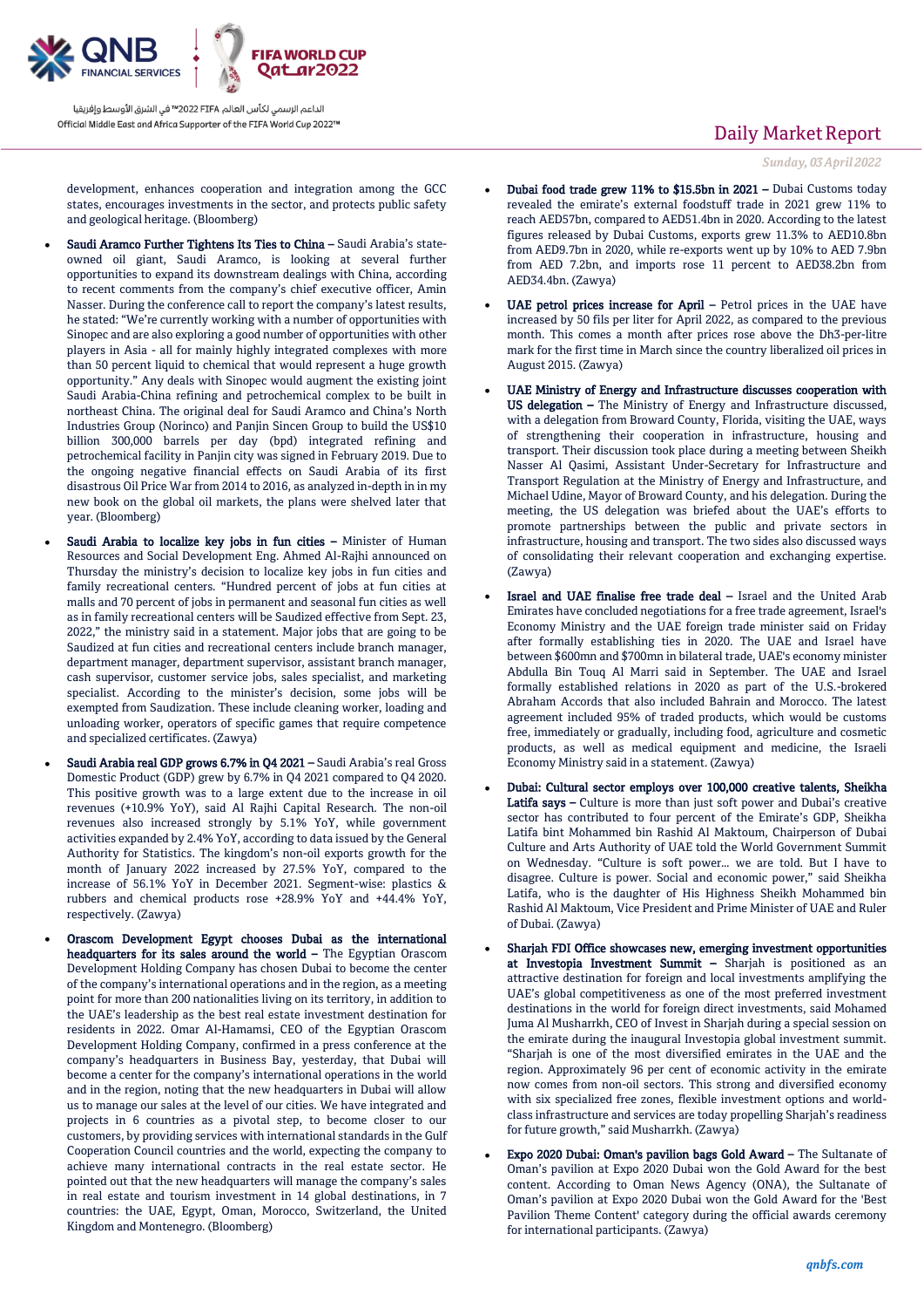development, enhances cooperation and integration among the GCC states, encourages investments in the sector, and protects public safety and geological heritage. (Bloomberg)

- **Saudi Aramco Further Tightens Its Ties to China –** Saudi Arabia's state-owned oil giant, Saudi Aramco, is looking at several further opportunities to expand its downstream dealings with China, according to recent comments from the company's chief executive officer, Amin Nasser. During the conference call to report the company's latest results, he stated: "We're currently working with a number of opportunities with Sinopec and are also exploring a good number of opportunities with other players in Asia - all for mainly highly integrated complexes with more than 50 percent liquid to chemical that would represent a huge growth opportunity." Any deals with Sinopec would augment the existing joint Saudi Arabia-China refining and petrochemical complex to be built in northeast China. The original deal for Saudi Aramco and China's North Industries Group (Norinco) and Panjin Sincen Group to build the US$10 billion 300,000 barrels per day (bpd) integrated refining and petrochemical facility in Panjin city was signed in February 2019. Due to the ongoing negative financial effects on Saudi Arabia of its first disastrous Oil Price War from 2014 to 2016, as analyzed in-depth in in my new book on the global oil markets, the plans were shelved later that year. (Bloomberg)
- **Saudi Arabia to localize key jobs in fun cities –** Minister of Human Resources and Social Development Eng. Ahmed Al-Rajhi announced on Thursday the ministry's decision to localize key jobs in fun cities and family recreational centers. "Hundred percent of jobs at fun cities at malls and 70 percent of jobs in permanent and seasonal fun cities as well as in family recreational centers will be Saudized effective from Sept. 23, 2022," the ministry said in a statement. Major jobs that are going to be Saudized at fun cities and recreational centers include branch manager, department manager, department supervisor, assistant branch manager, cash supervisor, customer service jobs, sales specialist, and marketing specialist. According to the minister's decision, some jobs will be exempted from Saudization. These include cleaning worker, loading and unloading worker, operators of specific games that require competence and specialized certificates. (Zawya)
- **Saudi Arabia real GDP grows 6.7% in Q4 2021 –** Saudi Arabia's real Gross Domestic Product (GDP) grew by 6.7% in Q4 2021 compared to Q4 2020. This positive growth was to a large extent due to the increase in oil revenues (+10.9% YoY), said Al Rajhi Capital Research. The non-oil revenues also increased strongly by 5.1% YoY, while government activities expanded by 2.4% YoY, according to data issued by the General Authority for Statistics. The kingdom's non-oil exports growth for the month of January 2022 increased by 27.5% YoY, compared to the increase of 56.1% YoY in December 2021. Segment-wise: plastics & rubbers and chemical products rose +28.9% YoY and +44.4% YoY, respectively. (Zawya)
- **Orascom Development Egypt chooses Dubai as the international headquarters for its sales around the world –** The Egyptian Orascom Development Holding Company has chosen Dubai to become the center of the company's international operations and in the region, as a meeting point for more than 200 nationalities living on its territory, in addition to the UAE's leadership as the best real estate investment destination for residents in 2022. Omar Al-Hamamsi, CEO of the Egyptian Orascom Development Holding Company, confirmed in a press conference at the company's headquarters in Business Bay, yesterday, that Dubai will become a center for the company's international operations in the world and in the region, noting that the new headquarters in Dubai will allow us to manage our sales at the level of our cities. We have integrated and projects in 6 countries as a pivotal step, to become closer to our customers, by providing services with international standards in the Gulf Cooperation Council countries and the world, expecting the company to achieve many international contracts in the real estate sector. He pointed out that the new headquarters will manage the company's sales in real estate and tourism investment in 14 global destinations, in 7 countries: the UAE, Egypt, Oman, Morocco, Switzerland, the United Kingdom and Montenegro. (Bloomberg)
- **Dubai food trade grew 11% to $15.5bn in 2021 –** Dubai Customs today revealed the emirate's external foodstuff trade in 2021 grew 11% to reach AED57bn, compared to AED51.4bn in 2020. According to the latest figures released by Dubai Customs, exports grew 11.3% to AED10.8bn from AED9.7bn in 2020, while re-exports went up by 10% to AED 7.9bn from AED 7.2bn, and imports rose 11 percent to AED38.2bn from AED34.4bn. (Zawya)
- **UAE petrol prices increase for April –** Petrol prices in the UAE have increased by 50 fils per liter for April 2022, as compared to the previous month. This comes a month after prices rose above the Dh3-per-litre mark for the first time in March since the country liberalized oil prices in August 2015. (Zawya)
- **UAE Ministry of Energy and Infrastructure discusses cooperation with US delegation –** The Ministry of Energy and Infrastructure discussed, with a delegation from Broward County, Florida, visiting the UAE, ways of strengthening their cooperation in infrastructure, housing and transport. Their discussion took place during a meeting between Sheikh Nasser Al Qasimi, Assistant Under-Secretary for Infrastructure and Transport Regulation at the Ministry of Energy and Infrastructure, and Michael Udine, Mayor of Broward County, and his delegation. During the meeting, the US delegation was briefed about the UAE's efforts to promote partnerships between the public and private sectors in infrastructure, housing and transport. The two sides also discussed ways of consolidating their relevant cooperation and exchanging expertise. (Zawya)
- **Israel and UAE finalise free trade deal –** Israel and the United Arab Emirates have concluded negotiations for a free trade agreement, Israel's Economy Ministry and the UAE foreign trade minister said on Friday after formally establishing ties in 2020. The UAE and Israel have between $600mn and $700mn in bilateral trade, UAE's economy minister Abdulla Bin Touq Al Marri said in September. The UAE and Israel formally established relations in 2020 as part of the U.S.-brokered Abraham Accords that also included Bahrain and Morocco. The latest agreement included 95% of traded products, which would be customs free, immediately or gradually, including food, agriculture and cosmetic products, as well as medical equipment and medicine, the Israeli Economy Ministry said in a statement. (Zawya)
- **Dubai: Cultural sector employs over 100,000 creative talents, Sheikha Latifa says –** Culture is more than just soft power and Dubai's creative sector has contributed to four percent of the Emirate's GDP, Sheikha Latifa bint Mohammed bin Rashid Al Maktoum, Chairperson of Dubai Culture and Arts Authority of UAE told the World Government Summit on Wednesday. "Culture is soft power... we are told. But I have to disagree. Culture is power. Social and economic power," said Sheikha Latifa, who is the daughter of His Highness Sheikh Mohammed bin Rashid Al Maktoum, Vice President and Prime Minister of UAE and Ruler of Dubai. (Zawya)
- **Sharjah FDI Office showcases new, emerging investment opportunities at Investopia Investment Summit –** Sharjah is positioned as an attractive destination for foreign and local investments amplifying the UAE's global competitiveness as one of the most preferred investment destinations in the world for foreign direct investments, said Mohamed Juma Al Musharrkh, CEO of Invest in Sharjah during a special session on the emirate during the inaugural Investopia global investment summit. "Sharjah is one of the most diversified emirates in the UAE and the region. Approximately 96 per cent of economic activity in the emirate now comes from non-oil sectors. This strong and diversified economy with six specialized free zones, flexible investment options and world-class infrastructure and services are today propelling Sharjah's readiness for future growth," said Musharrkh. (Zawya)
- **Expo 2020 Dubai: Oman's pavilion bags Gold Award –** The Sultanate of Oman's pavilion at Expo 2020 Dubai won the Gold Award for the best content. According to Oman News Agency (ONA), the Sultanate of Oman's pavilion at Expo 2020 Dubai won the Gold Award for the 'Best Pavilion Theme Content' category during the official awards ceremony for international participants. (Zawya)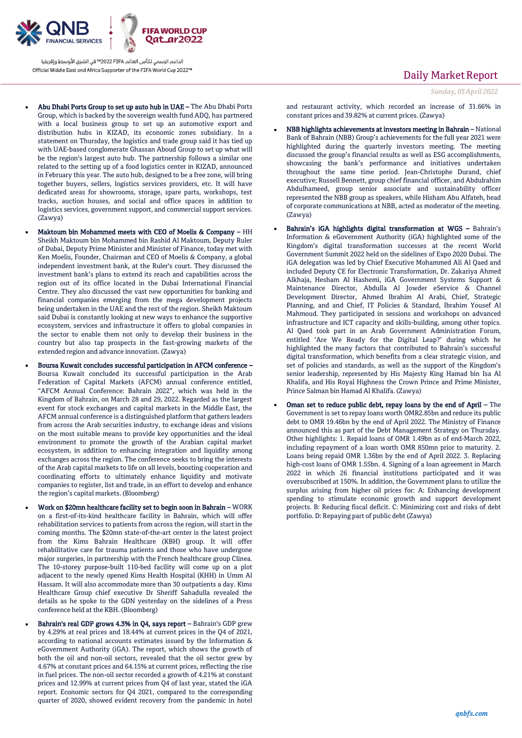- **Abu Dhabi Ports Group to set up auto hub in UAE –** The Abu Dhabi Ports Group, which is backed by the sovereign wealth fund ADQ, has partnered with a local business group to set up an automotive export and distribution hubs in KIZAD, its economic zones subsidiary. In a statement on Thursday, the logistics and trade group said it has tied up with UAE-based conglomerate Ghassan Aboud Group to set up what will be the region's largest auto hub. The partnership follows a similar one related to the setting up of a food logistics center in KIZAD, announced in February this year. The auto hub, designed to be a free zone, will bring together buyers, sellers, logistics services providers, etc. It will have dedicated areas for showrooms, storage, spare parts, workshops, test tracks, auction houses, and social and office spaces in addition to logistics services, government support, and commercial support services. (Zawya)

- **Maktoum bin Mohammed meets with CEO of Moelis & Company –** HH Sheikh Maktoum bin Mohammed bin Rashid Al Maktoum, Deputy Ruler of Dubai, Deputy Prime Minister and Minister of Finance, today met with Ken Moelis, Founder, Chairman and CEO of Moelis & Company, a global independent investment bank, at the Ruler's court. They discussed the investment bank's plans to extend its reach and capabilities across the region out of its office located in the Dubai International Financial Centre. They also discussed the vast new opportunities for banking and financial companies emerging from the mega development projects being undertaken in the UAE and the rest of the region. Sheikh Maktoum said Dubai is constantly looking at new ways to enhance the supportive ecosystem, services and infrastructure it offers to global companies in the sector to enable them not only to develop their business in the country but also tap prospects in the fast-growing markets of the extended region and advance innovation. (Zawya)

- **Boursa Kuwait concludes successful participation in AFCM conference –** Boursa Kuwait concluded its successful participation in the Arab Federation of Capital Markets (AFCM) annual conference entitled, "AFCM Annual Conference: Bahrain 2022", which was held in the Kingdom of Bahrain, on March 28 and 29, 2022. Regarded as the largest event for stock exchanges and capital markets in the Middle East, the AFCM annual conference is a distinguished platform that gathers leaders from across the Arab securities industry, to exchange ideas and visions on the most suitable means to provide key opportunities and the ideal environment to promote the growth of the Arabian capital market ecosystem, in addition to enhancing integration and liquidity among exchanges across the region. The conference seeks to bring the interests of the Arab capital markets to life on all levels, boosting cooperation and coordinating efforts to ultimately enhance liquidity and motivate companies to register, list and trade, in an effort to develop and enhance the region's capital markets. (Bloomberg)

- **Work on $20mn healthcare facility set to begin soon in Bahrain –** WORK on a first-of-its-kind healthcare facility in Bahrain, which will offer rehabilitation services to patients from across the region, will start in the coming months. The $20mn state-of-the-art center is the latest project from the Kims Bahrain Healthcare (KBH) group. It will offer rehabilitative care for trauma patients and those who have undergone major surgeries, in partnership with the French healthcare group Clinea. The 10-storey purpose-built 110-bed facility will come up on a plot adjacent to the newly opened Kims Health Hospital (KHH) in Umm Al Hassam. It will also accommodate more than 30 outpatients a day. Kims Healthcare Group chief executive Dr Sheriff Sahadulla revealed the details as he spoke to the GDN yesterday on the sidelines of a Press conference held at the KBH. (Bloomberg)

- **Bahrain's real GDP grows 4.3% in Q4, says report –** Bahrain's GDP grew by 4.29% at real prices and 18.44% at current prices in the Q4 of 2021, according to national accounts estimates issued by the Information & eGovernment Authority (iGA). The report, which shows the growth of both the oil and non-oil sectors, revealed that the oil sector grew by 4.67% at constant prices and 64.15% at current prices, reflecting the rise in fuel prices. The non-oil sector recorded a growth of 4.21% at constant prices and 12.99% at current prices from Q4 of last year, stated the iGA report. Economic sectors for Q4 2021, compared to the corresponding quarter of 2020, showed evident recovery from the pandemic in hotel and restaurant activity, which recorded an increase of 31.66% in constant prices and 39.82% at current prices. (Zawya)

- **NBB highlights achievements at investors meeting in Bahrain –** National Bank of Bahrain (NBB) Group's achievements for the full year 2021 were highlighted during the quarterly investors meeting. The meeting discussed the group's financial results as well as ESG accomplishments, showcasing the bank's performance and initiatives undertaken throughout the same time period. Jean-Christophe Durand, chief executive; Russell Bennett, group chief financial officer, and Abdulrahim Abdulhameed, group senior associate and sustainability officer represented the NBB group as speakers, while Hisham Abu Alfateh, head of corporate communications at NBB, acted as moderator of the meeting. (Zawya)

- **Bahrain's iGA highlights digital transformation at WGS –** Bahrain's Information & eGovernment Authority (iGA) highlighted some of the Kingdom's digital transformation successes at the recent World Government Summit 2022 held on the sidelines of Expo 2020 Dubai. The iGA delegation was led by Chief Executive Mohammed Ali Al Qaed and included Deputy CE for Electronic Transformation, Dr. Zakariya Ahmed Alkhaja, Hesham Al Hashemi, iGA Government Systems Support & Maintenance Director, Abdulla Al Jowder eService & Channel Development Director, Ahmed Ibrahim Al Arabi, Chief, Strategic Planning, and and Chief, IT Policies & Standard, Ibrahim Yousef Al Mahmoud. They participated in sessions and workshops on advanced infrastructure and ICT capacity and skills-building, among other topics. Al Qaed took part in an Arab Government Administration Forum, entitled 'Are We Ready for the Digital Leap?' during which he highlighted the many factors that contributed to Bahrain's successful digital transformation, which benefits from a clear strategic vision, and set of policies and standards, as well as the support of the Kingdom's senior leadership, represented by His Majesty King Hamad bin Isa Al Khalifa, and His Royal Highness the Crown Prince and Prime Minister, Prince Salman bin Hamad Al Khalifa. (Zawya)

- **Oman set to reduce public debt, repay loans by the end of April –** The Government is set to repay loans worth OMR2.85bn and reduce its public debt to OMR 19.46bn by the end of April 2022. The Ministry of Finance announced this as part of the Debt Management Strategy on Thursday. Other highlights: 1. Repaid loans of OMR 1.49bn as of end-March 2022, including repayment of a loan worth OMR 850mn prior to maturity. 2. Loans being repaid OMR 1.36bn by the end of April 2022. 3. Replacing high-cost loans of OMR 1.55bn. 4. Signing of a loan agreement in March 2022 in which 26 financial institutions participated and it was oversubscribed at 150%. In addition, the Government plans to utilize the surplus arising from higher oil prices for: A: Enhancing development spending to stimulate economic growth and support development projects. B: Reducing fiscal deficit. C: Minimizing cost and risks of debt portfolio. D: Repaying part of public debt (Zawya)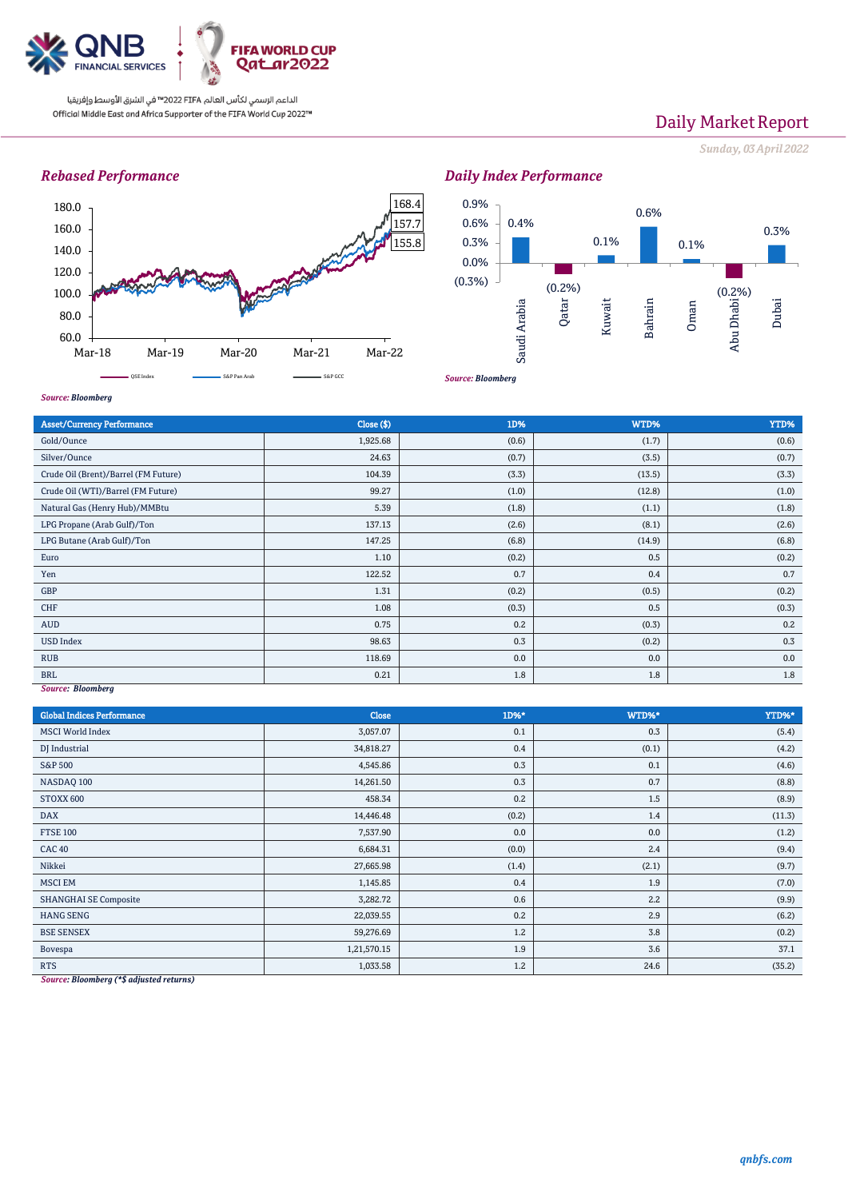# Daily Market Report

*Sunday, 03 April 2022*

### Rebased Performance

Chart values: 168.4, 157.7, 155.8 (QSE Index, S&P Pan Arab, S&P GCC; Mar-18 to Mar-22)

*Source: Bloomberg*

### Daily Index Performance

| Saudi Arabia | Qatar | Kuwait | Bahrain | Oman | Abu Dhabi | Dubai |
|---|---|---|---|---|---|---|
| 0.4% | (0.2%) | 0.1% | 0.6% | 0.1% | (0.2%) | 0.3% |

*Source: Bloomberg*

| Asset/Currency Performance | Close ($) | 1D% | WTD% | YTD% |
|---|---|---|---|---|
| Gold/Ounce | 1,925.68 | (0.6) | (1.7) | (0.6) |
| Silver/Ounce | 24.63 | (0.7) | (3.5) | (0.7) |
| Crude Oil (Brent)/Barrel (FM Future) | 104.39 | (3.3) | (13.5) | (3.3) |
| Crude Oil (WTI)/Barrel (FM Future) | 99.27 | (1.0) | (12.8) | (1.0) |
| Natural Gas (Henry Hub)/MMBtu | 5.39 | (1.8) | (1.1) | (1.8) |
| LPG Propane (Arab Gulf)/Ton | 137.13 | (2.6) | (8.1) | (2.6) |
| LPG Butane (Arab Gulf)/Ton | 147.25 | (6.8) | (14.9) | (6.8) |
| Euro | 1.10 | (0.2) | 0.5 | (0.2) |
| Yen | 122.52 | 0.7 | 0.4 | 0.7 |
| GBP | 1.31 | (0.2) | (0.5) | (0.2) |
| CHF | 1.08 | (0.3) | 0.5 | (0.3) |
| AUD | 0.75 | 0.2 | (0.3) | 0.2 |
| USD Index | 98.63 | 0.3 | (0.2) | 0.3 |
| RUB | 118.69 | 0.0 | 0.0 | 0.0 |
| BRL | 0.21 | 1.8 | 1.8 | 1.8 |

*Source: Bloomberg*

| Global Indices Performance | Close | 1D%* | WTD%* | YTD%* |
|---|---|---|---|---|
| MSCI World Index | 3,057.07 | 0.1 | 0.3 | (5.4) |
| DJ Industrial | 34,818.27 | 0.4 | (0.1) | (4.2) |
| S&P 500 | 4,545.86 | 0.3 | 0.1 | (4.6) |
| NASDAQ 100 | 14,261.50 | 0.3 | 0.7 | (8.8) |
| STOXX 600 | 458.34 | 0.2 | 1.5 | (8.9) |
| DAX | 14,446.48 | (0.2) | 1.4 | (11.3) |
| FTSE 100 | 7,537.90 | 0.0 | 0.0 | (1.2) |
| CAC 40 | 6,684.31 | (0.0) | 2.4 | (9.4) |
| Nikkei | 27,665.98 | (1.4) | (2.1) | (9.7) |
| MSCI EM | 1,145.85 | 0.4 | 1.9 | (7.0) |
| SHANGHAI SE Composite | 3,282.72 | 0.6 | 2.2 | (9.9) |
| HANG SENG | 22,039.55 | 0.2 | 2.9 | (6.2) |
| BSE SENSEX | 59,276.69 | 1.2 | 3.8 | (0.2) |
| Bovespa | 1,21,570.15 | 1.9 | 3.6 | 37.1 |
| RTS | 1,033.58 | 1.2 | 24.6 | (35.2) |

*Source: Bloomberg (*$ adjusted returns)*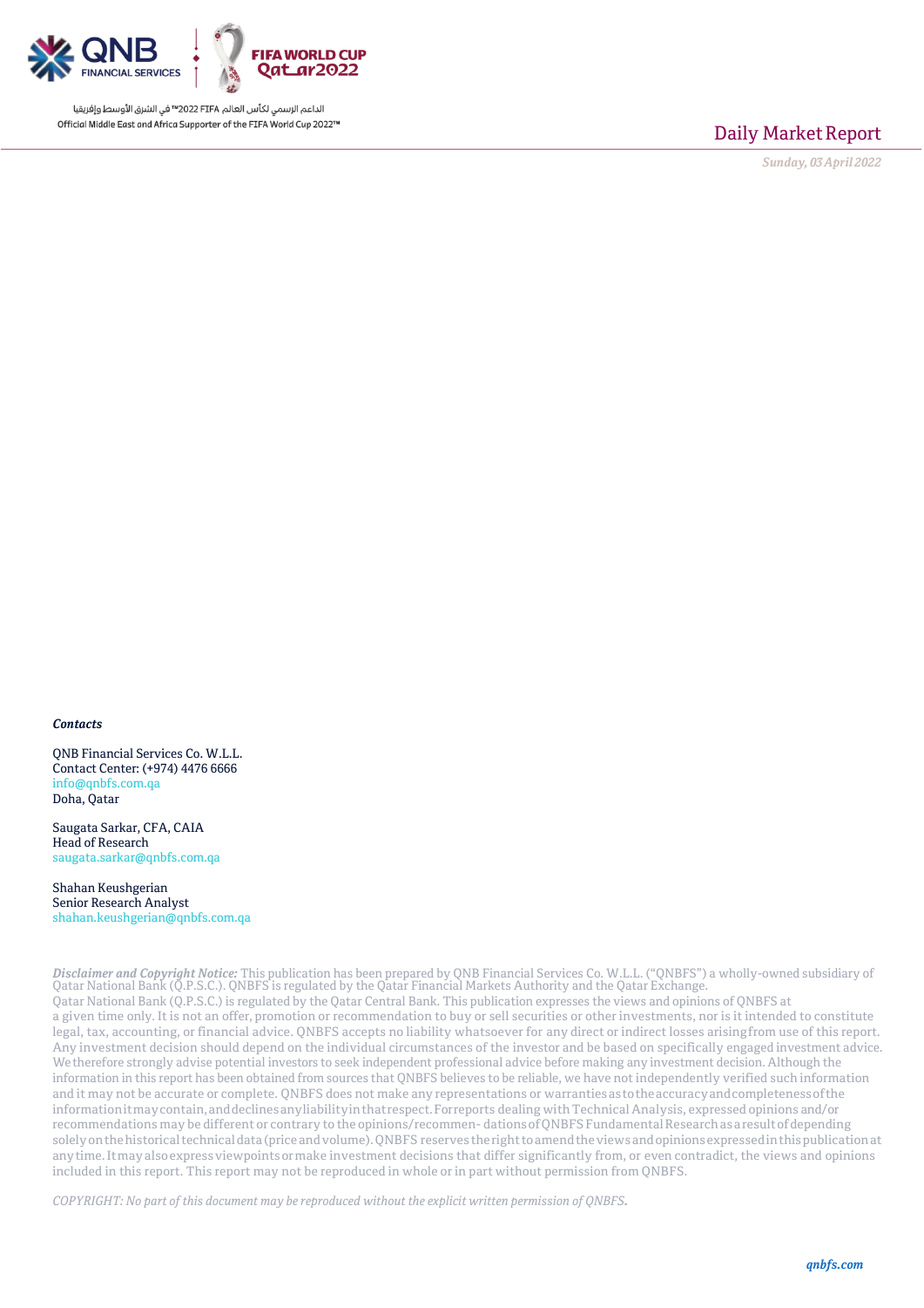Daily Market Report

*Sunday, 03 April 2022*

***Contacts***

QNB Financial Services Co. W.L.L.
Contact Center: (+974) 4476 6666
info@qnbfs.com.qa
Doha, Qatar

Saugata Sarkar, CFA, CAIA
Head of Research
saugata.sarkar@qnbfs.com.qa

Shahan Keushgerian
Senior Research Analyst
shahan.keushgerian@qnbfs.com.qa

***Disclaimer and Copyright Notice:*** This publication has been prepared by QNB Financial Services Co. W.L.L. ("QNBFS") a wholly-owned subsidiary of Qatar National Bank (Q.P.S.C.). QNBFS is regulated by the Qatar Financial Markets Authority and the Qatar Exchange. Qatar National Bank (Q.P.S.C.) is regulated by the Qatar Central Bank. This publication expresses the views and opinions of QNBFS at a given time only. It is not an offer, promotion or recommendation to buy or sell securities or other investments, nor is it intended to constitute legal, tax, accounting, or financial advice. QNBFS accepts no liability whatsoever for any direct or indirect losses arising from use of this report. Any investment decision should depend on the individual circumstances of the investor and be based on specifically engaged investment advice. We therefore strongly advise potential investors to seek independent professional advice before making any investment decision. Although the information in this report has been obtained from sources that QNBFS believes to be reliable, we have not independently verified such information and it may not be accurate or complete. QNBFS does not make any representations or warranties as to the accuracy and completeness of the information it may contain, and declines any liability in that respect. For reports dealing with Technical Analysis, expressed opinions and/or recommendations may be different or contrary to the opinions/recommen- dations of QNBFS Fundamental Research as a result of depending solely on the historical technical data (price and volume). QNBFS reserves the right to amend the views and opinions expressed in this publication at any time. It may also express viewpoints or make investment decisions that differ significantly from, or even contradict, the views and opinions included in this report. This report may not be reproduced in whole or in part without permission from QNBFS.

*COPYRIGHT: No part of this document may be reproduced without the explicit written permission of QNBFS.*